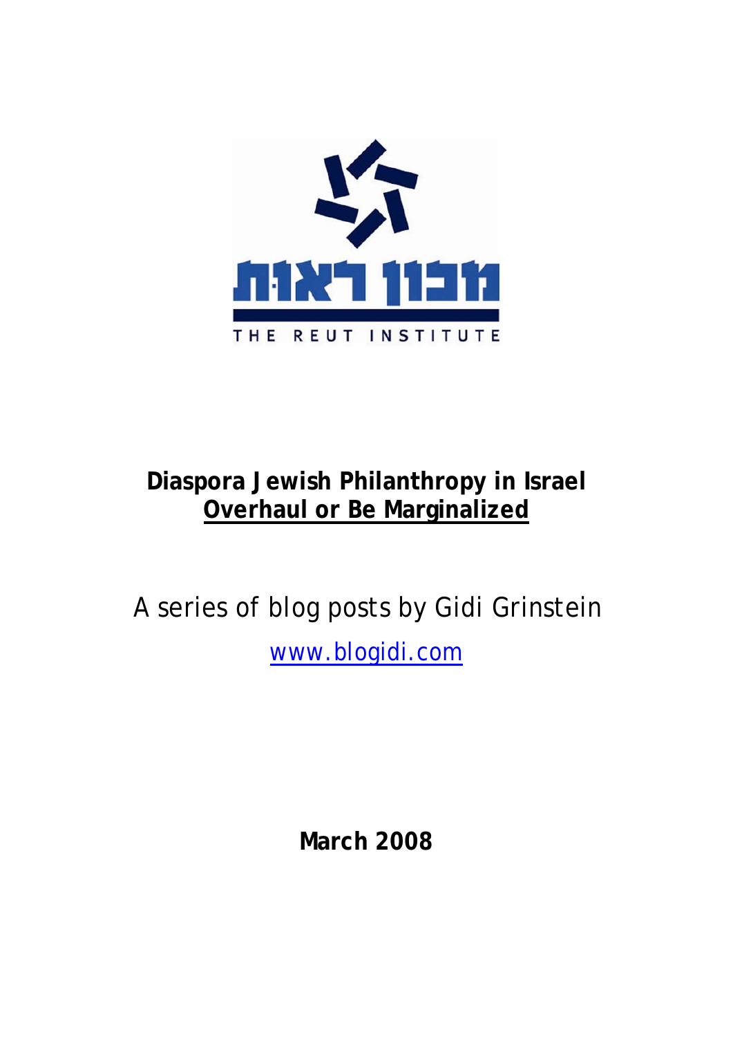מכון ראות

THE REUT INSTITUTE

# Diaspora Jewish Philanthropy in Israel
## Overhaul or Be Marginalized

A series of blog posts by Gidi Grinstein

www.blogidi.com

**March 2008**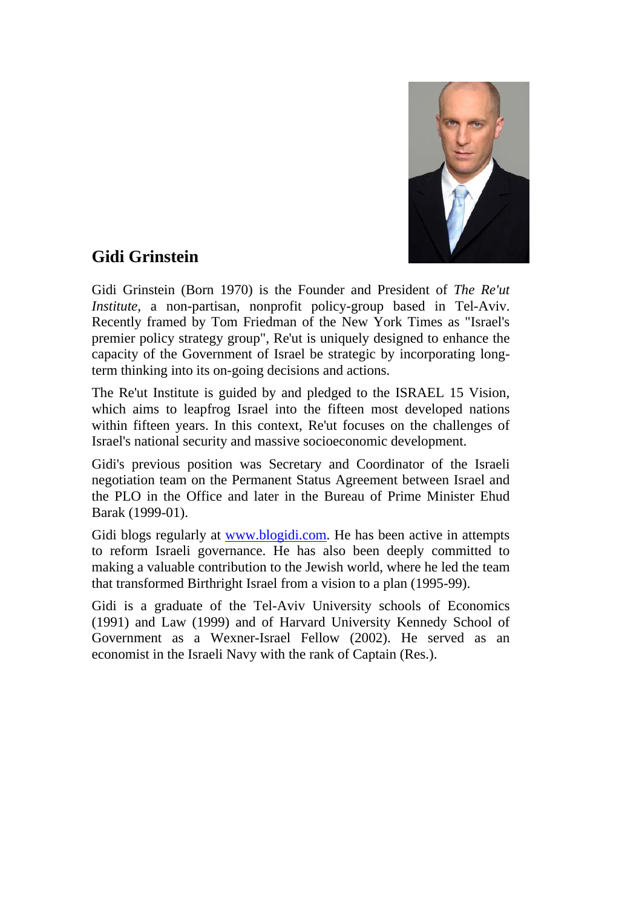## Gidi Grinstein

Gidi Grinstein (Born 1970) is the Founder and President of *The Re'ut Institute*, a non-partisan, nonprofit policy-group based in Tel-Aviv. Recently framed by Tom Friedman of the New York Times as "Israel's premier policy strategy group", Re'ut is uniquely designed to enhance the capacity of the Government of Israel be strategic by incorporating long-term thinking into its on-going decisions and actions.

The Re'ut Institute is guided by and pledged to the ISRAEL 15 Vision, which aims to leapfrog Israel into the fifteen most developed nations within fifteen years. In this context, Re'ut focuses on the challenges of Israel's national security and massive socioeconomic development.

Gidi's previous position was Secretary and Coordinator of the Israeli negotiation team on the Permanent Status Agreement between Israel and the PLO in the Office and later in the Bureau of Prime Minister Ehud Barak (1999-01).

Gidi blogs regularly at [www.blogidi.com](http://www.blogidi.com). He has been active in attempts to reform Israeli governance. He has also been deeply committed to making a valuable contribution to the Jewish world, where he led the team that transformed Birthright Israel from a vision to a plan (1995-99).

Gidi is a graduate of the Tel-Aviv University schools of Economics (1991) and Law (1999) and of Harvard University Kennedy School of Government as a Wexner-Israel Fellow (2002). He served as an economist in the Israeli Navy with the rank of Captain (Res.).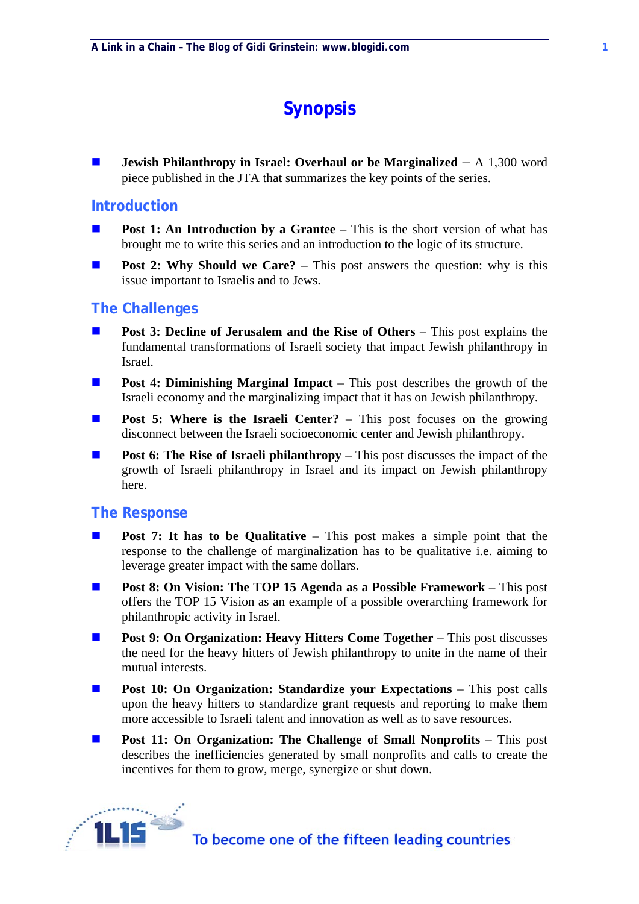# Synopsis

- **Jewish Philanthropy in Israel: Overhaul or be Marginalized** – A 1,300 word piece published in the JTA that summarizes the key points of the series.

## Introduction

- **Post 1: An Introduction by a Grantee** – This is the short version of what has brought me to write this series and an introduction to the logic of its structure.
- **Post 2: Why Should we Care?** – This post answers the question: why is this issue important to Israelis and to Jews.

## The Challenges

- **Post 3: Decline of Jerusalem and the Rise of Others** – This post explains the fundamental transformations of Israeli society that impact Jewish philanthropy in Israel.
- **Post 4: Diminishing Marginal Impact** – This post describes the growth of the Israeli economy and the marginalizing impact that it has on Jewish philanthropy.
- **Post 5: Where is the Israeli Center?** – This post focuses on the growing disconnect between the Israeli socioeconomic center and Jewish philanthropy.
- **Post 6: The Rise of Israeli philanthropy** – This post discusses the impact of the growth of Israeli philanthropy in Israel and its impact on Jewish philanthropy here.

## The Response

- **Post 7: It has to be Qualitative** – This post makes a simple point that the response to the challenge of marginalization has to be qualitative i.e. aiming to leverage greater impact with the same dollars.
- **Post 8: On Vision: The TOP 15 Agenda as a Possible Framework** – This post offers the TOP 15 Vision as an example of a possible overarching framework for philanthropic activity in Israel.
- **Post 9: On Organization: Heavy Hitters Come Together** – This post discusses the need for the heavy hitters of Jewish philanthropy to unite in the name of their mutual interests.
- **Post 10: On Organization: Standardize your Expectations** – This post calls upon the heavy hitters to standardize grant requests and reporting to make them more accessible to Israeli talent and innovation as well as to save resources.
- **Post 11: On Organization: The Challenge of Small Nonprofits** – This post describes the inefficiencies generated by small nonprofits and calls to create the incentives for them to grow, merge, synergize or shut down.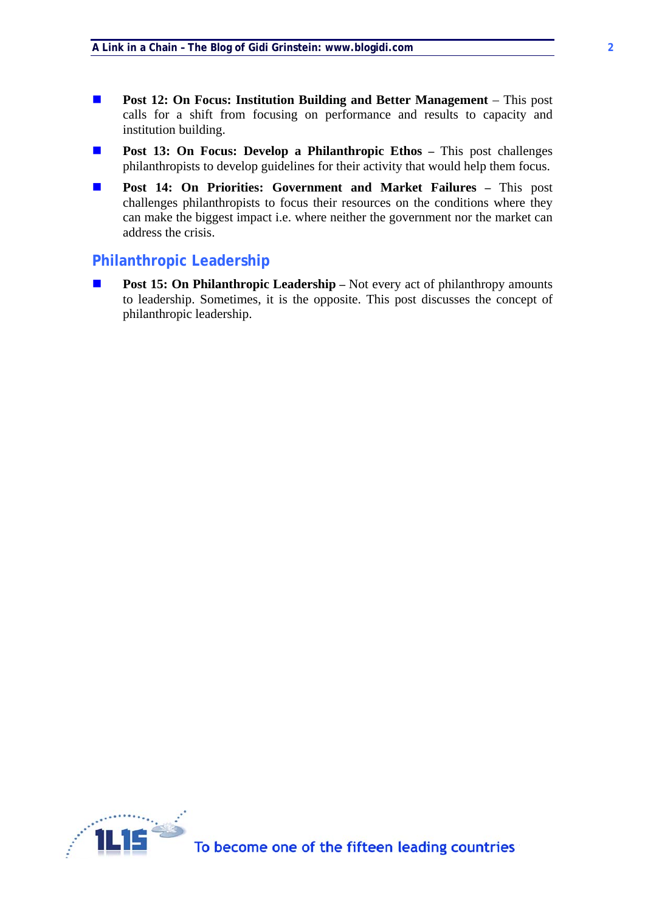- **Post 12: On Focus: Institution Building and Better Management** – This post calls for a shift from focusing on performance and results to capacity and institution building.
- **Post 13: On Focus: Develop a Philanthropic Ethos –** This post challenges philanthropists to develop guidelines for their activity that would help them focus.
- **Post 14: On Priorities: Government and Market Failures –** This post challenges philanthropists to focus their resources on the conditions where they can make the biggest impact i.e. where neither the government nor the market can address the crisis.

## Philanthropic Leadership

- **Post 15: On Philanthropic Leadership –** Not every act of philanthropy amounts to leadership. Sometimes, it is the opposite. This post discusses the concept of philanthropic leadership.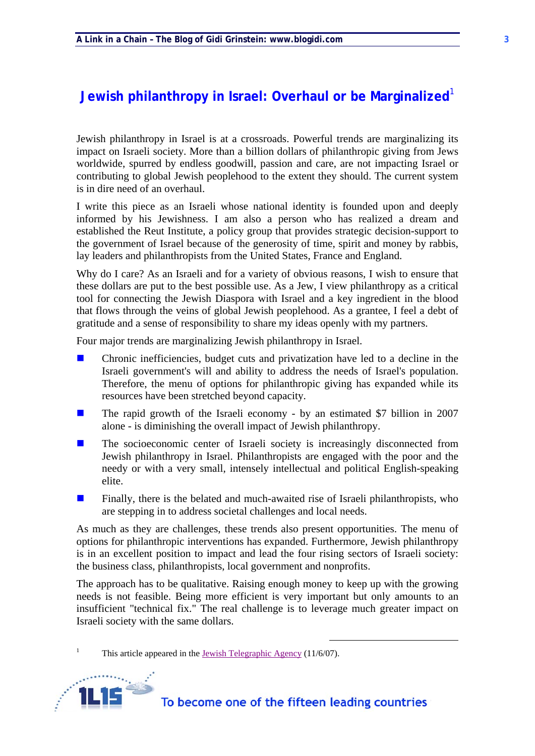# Jewish philanthropy in Israel: Overhaul or be Marginalized[1]

Jewish philanthropy in Israel is at a crossroads. Powerful trends are marginalizing its impact on Israeli society. More than a billion dollars of philanthropic giving from Jews worldwide, spurred by endless goodwill, passion and care, are not impacting Israel or contributing to global Jewish peoplehood to the extent they should. The current system is in dire need of an overhaul.

I write this piece as an Israeli whose national identity is founded upon and deeply informed by his Jewishness. I am also a person who has realized a dream and established the Reut Institute, a policy group that provides strategic decision-support to the government of Israel because of the generosity of time, spirit and money by rabbis, lay leaders and philanthropists from the United States, France and England.

Why do I care? As an Israeli and for a variety of obvious reasons, I wish to ensure that these dollars are put to the best possible use. As a Jew, I view philanthropy as a critical tool for connecting the Jewish Diaspora with Israel and a key ingredient in the blood that flows through the veins of global Jewish peoplehood. As a grantee, I feel a debt of gratitude and a sense of responsibility to share my ideas openly with my partners.

Four major trends are marginalizing Jewish philanthropy in Israel.

- Chronic inefficiencies, budget cuts and privatization have led to a decline in the Israeli government's will and ability to address the needs of Israel's population. Therefore, the menu of options for philanthropic giving has expanded while its resources have been stretched beyond capacity.
- The rapid growth of the Israeli economy - by an estimated $7 billion in 2007 alone - is diminishing the overall impact of Jewish philanthropy.
- The socioeconomic center of Israeli society is increasingly disconnected from Jewish philanthropy in Israel. Philanthropists are engaged with the poor and the needy or with a very small, intensely intellectual and political English-speaking elite.
- Finally, there is the belated and much-awaited rise of Israeli philanthropists, who are stepping in to address societal challenges and local needs.

As much as they are challenges, these trends also present opportunities. The menu of options for philanthropic interventions has expanded. Furthermore, Jewish philanthropy is in an excellent position to impact and lead the four rising sectors of Israeli society: the business class, philanthropists, local government and nonprofits.

The approach has to be qualitative. Raising enough money to keep up with the growing needs is not feasible. Being more efficient is very important but only amounts to an insufficient "technical fix." The real challenge is to leverage much greater impact on Israeli society with the same dollars.

---

[1] This article appeared in the Jewish Telegraphic Agency (11/6/07).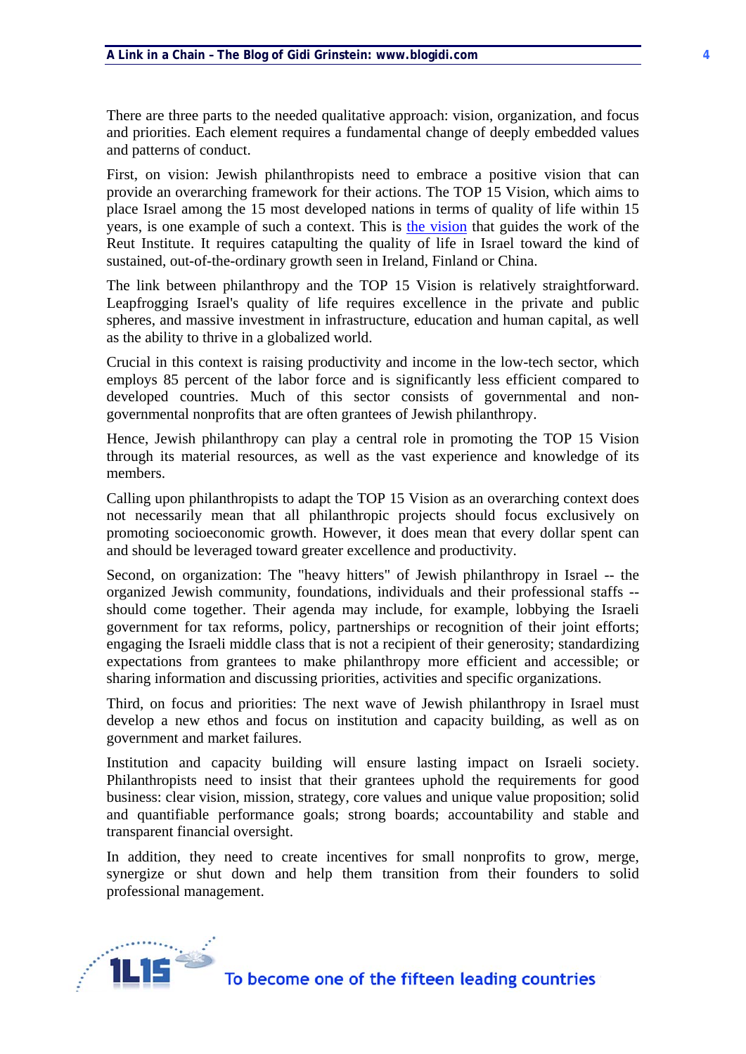There are three parts to the needed qualitative approach: vision, organization, and focus and priorities. Each element requires a fundamental change of deeply embedded values and patterns of conduct.

First, on vision: Jewish philanthropists need to embrace a positive vision that can provide an overarching framework for their actions. The TOP 15 Vision, which aims to place Israel among the 15 most developed nations in terms of quality of life within 15 years, is one example of such a context. This is the vision that guides the work of the Reut Institute. It requires catapulting the quality of life in Israel toward the kind of sustained, out-of-the-ordinary growth seen in Ireland, Finland or China.

The link between philanthropy and the TOP 15 Vision is relatively straightforward. Leapfrogging Israel's quality of life requires excellence in the private and public spheres, and massive investment in infrastructure, education and human capital, as well as the ability to thrive in a globalized world.

Crucial in this context is raising productivity and income in the low-tech sector, which employs 85 percent of the labor force and is significantly less efficient compared to developed countries. Much of this sector consists of governmental and non-governmental nonprofits that are often grantees of Jewish philanthropy.

Hence, Jewish philanthropy can play a central role in promoting the TOP 15 Vision through its material resources, as well as the vast experience and knowledge of its members.

Calling upon philanthropists to adapt the TOP 15 Vision as an overarching context does not necessarily mean that all philanthropic projects should focus exclusively on promoting socioeconomic growth. However, it does mean that every dollar spent can and should be leveraged toward greater excellence and productivity.

Second, on organization: The "heavy hitters" of Jewish philanthropy in Israel -- the organized Jewish community, foundations, individuals and their professional staffs -- should come together. Their agenda may include, for example, lobbying the Israeli government for tax reforms, policy, partnerships or recognition of their joint efforts; engaging the Israeli middle class that is not a recipient of their generosity; standardizing expectations from grantees to make philanthropy more efficient and accessible; or sharing information and discussing priorities, activities and specific organizations.

Third, on focus and priorities: The next wave of Jewish philanthropy in Israel must develop a new ethos and focus on institution and capacity building, as well as on government and market failures.

Institution and capacity building will ensure lasting impact on Israeli society. Philanthropists need to insist that their grantees uphold the requirements for good business: clear vision, mission, strategy, core values and unique value proposition; solid and quantifiable performance goals; strong boards; accountability and stable and transparent financial oversight.

In addition, they need to create incentives for small nonprofits to grow, merge, synergize or shut down and help them transition from their founders to solid professional management.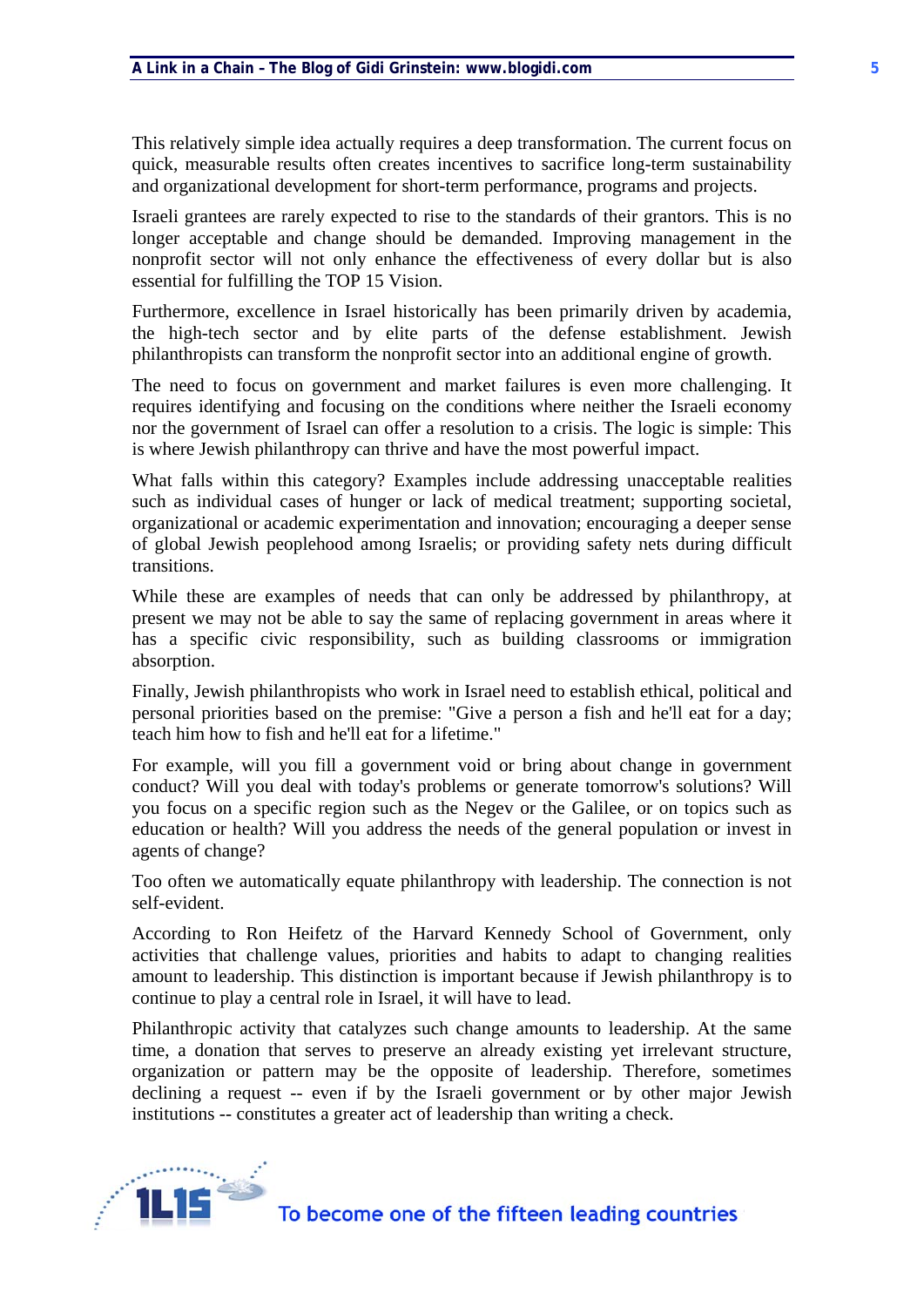This relatively simple idea actually requires a deep transformation. The current focus on quick, measurable results often creates incentives to sacrifice long-term sustainability and organizational development for short-term performance, programs and projects.

Israeli grantees are rarely expected to rise to the standards of their grantors. This is no longer acceptable and change should be demanded. Improving management in the nonprofit sector will not only enhance the effectiveness of every dollar but is also essential for fulfilling the TOP 15 Vision.

Furthermore, excellence in Israel historically has been primarily driven by academia, the high-tech sector and by elite parts of the defense establishment. Jewish philanthropists can transform the nonprofit sector into an additional engine of growth.

The need to focus on government and market failures is even more challenging. It requires identifying and focusing on the conditions where neither the Israeli economy nor the government of Israel can offer a resolution to a crisis. The logic is simple: This is where Jewish philanthropy can thrive and have the most powerful impact.

What falls within this category? Examples include addressing unacceptable realities such as individual cases of hunger or lack of medical treatment; supporting societal, organizational or academic experimentation and innovation; encouraging a deeper sense of global Jewish peoplehood among Israelis; or providing safety nets during difficult transitions.

While these are examples of needs that can only be addressed by philanthropy, at present we may not be able to say the same of replacing government in areas where it has a specific civic responsibility, such as building classrooms or immigration absorption.

Finally, Jewish philanthropists who work in Israel need to establish ethical, political and personal priorities based on the premise: "Give a person a fish and he'll eat for a day; teach him how to fish and he'll eat for a lifetime."

For example, will you fill a government void or bring about change in government conduct? Will you deal with today's problems or generate tomorrow's solutions? Will you focus on a specific region such as the Negev or the Galilee, or on topics such as education or health? Will you address the needs of the general population or invest in agents of change?

Too often we automatically equate philanthropy with leadership. The connection is not self-evident.

According to Ron Heifetz of the Harvard Kennedy School of Government, only activities that challenge values, priorities and habits to adapt to changing realities amount to leadership. This distinction is important because if Jewish philanthropy is to continue to play a central role in Israel, it will have to lead.

Philanthropic activity that catalyzes such change amounts to leadership. At the same time, a donation that serves to preserve an already existing yet irrelevant structure, organization or pattern may be the opposite of leadership. Therefore, sometimes declining a request -- even if by the Israeli government or by other major Jewish institutions -- constitutes a greater act of leadership than writing a check.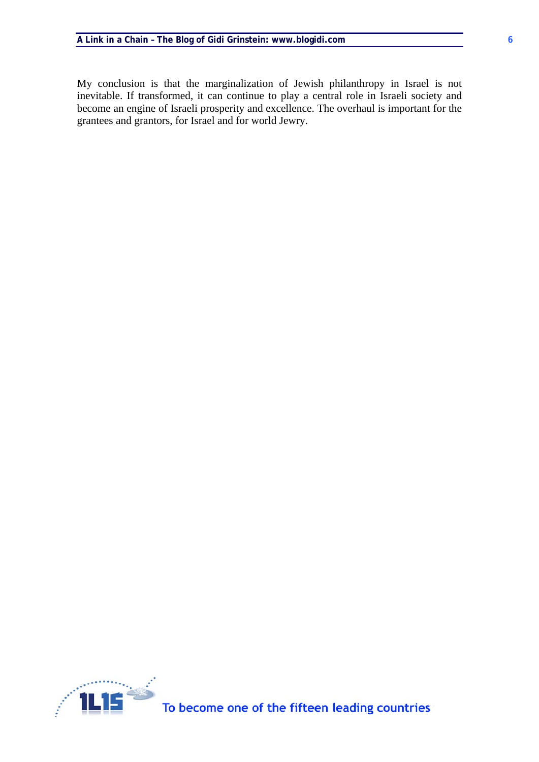My conclusion is that the marginalization of Jewish philanthropy in Israel is not inevitable. If transformed, it can continue to play a central role in Israeli society and become an engine of Israeli prosperity and excellence. The overhaul is important for the grantees and grantors, for Israel and for world Jewry.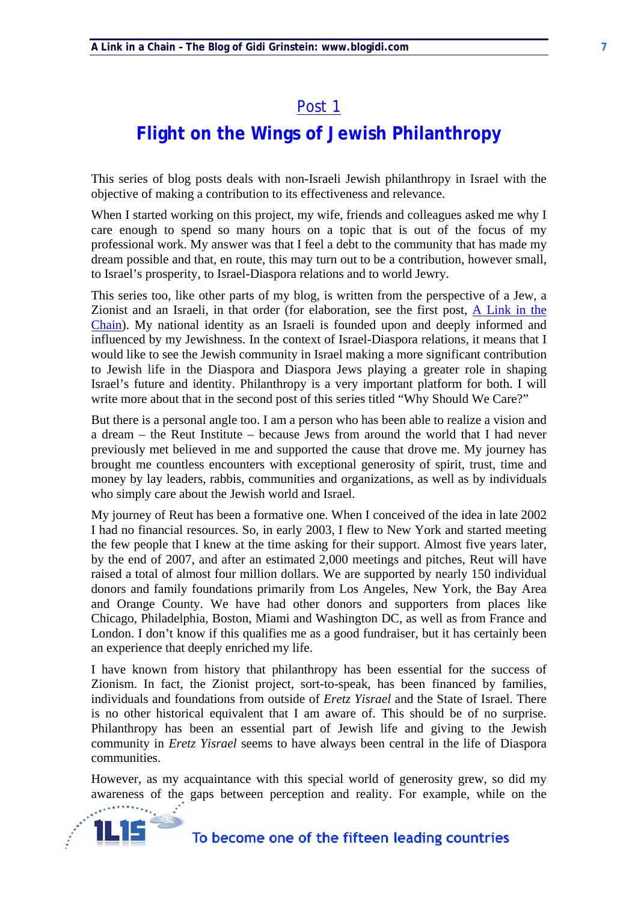## Post 1

# Flight on the Wings of Jewish Philanthropy

This series of blog posts deals with non-Israeli Jewish philanthropy in Israel with the objective of making a contribution to its effectiveness and relevance.

When I started working on this project, my wife, friends and colleagues asked me why I care enough to spend so many hours on a topic that is out of the focus of my professional work. My answer was that I feel a debt to the community that has made my dream possible and that, en route, this may turn out to be a contribution, however small, to Israel's prosperity, to Israel-Diaspora relations and to world Jewry.

This series too, like other parts of my blog, is written from the perspective of a Jew, a Zionist and an Israeli, in that order (for elaboration, see the first post, A Link in the Chain). My national identity as an Israeli is founded upon and deeply informed and influenced by my Jewishness. In the context of Israel-Diaspora relations, it means that I would like to see the Jewish community in Israel making a more significant contribution to Jewish life in the Diaspora and Diaspora Jews playing a greater role in shaping Israel's future and identity. Philanthropy is a very important platform for both. I will write more about that in the second post of this series titled "Why Should We Care?"

But there is a personal angle too. I am a person who has been able to realize a vision and a dream – the Reut Institute – because Jews from around the world that I had never previously met believed in me and supported the cause that drove me. My journey has brought me countless encounters with exceptional generosity of spirit, trust, time and money by lay leaders, rabbis, communities and organizations, as well as by individuals who simply care about the Jewish world and Israel.

My journey of Reut has been a formative one. When I conceived of the idea in late 2002 I had no financial resources. So, in early 2003, I flew to New York and started meeting the few people that I knew at the time asking for their support. Almost five years later, by the end of 2007, and after an estimated 2,000 meetings and pitches, Reut will have raised a total of almost four million dollars. We are supported by nearly 150 individual donors and family foundations primarily from Los Angeles, New York, the Bay Area and Orange County. We have had other donors and supporters from places like Chicago, Philadelphia, Boston, Miami and Washington DC, as well as from France and London. I don't know if this qualifies me as a good fundraiser, but it has certainly been an experience that deeply enriched my life.

I have known from history that philanthropy has been essential for the success of Zionism. In fact, the Zionist project, sort-to-speak, has been financed by families, individuals and foundations from outside of *Eretz Yisrael* and the State of Israel. There is no other historical equivalent that I am aware of. This should be of no surprise. Philanthropy has been an essential part of Jewish life and giving to the Jewish community in *Eretz Yisrael* seems to have always been central in the life of Diaspora communities.

However, as my acquaintance with this special world of generosity grew, so did my awareness of the gaps between perception and reality. For example, while on the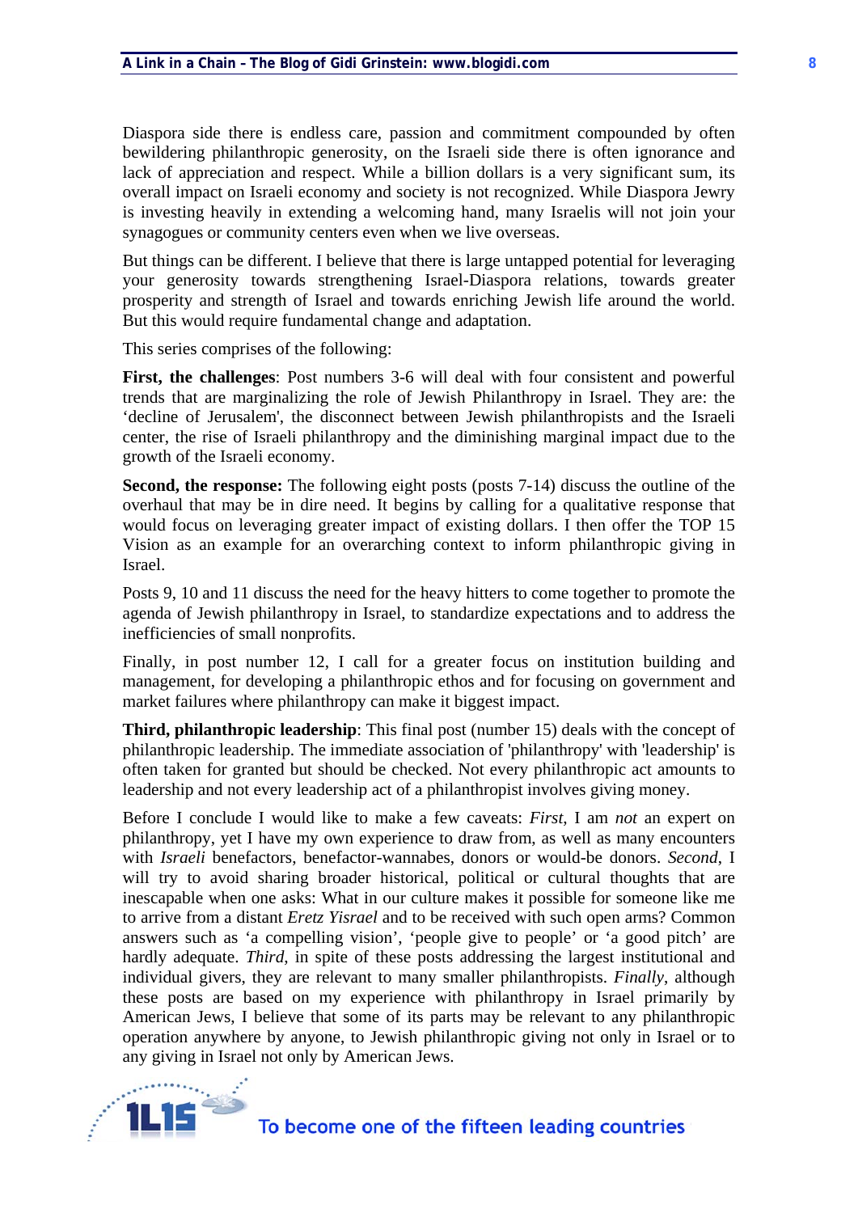Diaspora side there is endless care, passion and commitment compounded by often bewildering philanthropic generosity, on the Israeli side there is often ignorance and lack of appreciation and respect. While a billion dollars is a very significant sum, its overall impact on Israeli economy and society is not recognized. While Diaspora Jewry is investing heavily in extending a welcoming hand, many Israelis will not join your synagogues or community centers even when we live overseas.

But things can be different. I believe that there is large untapped potential for leveraging your generosity towards strengthening Israel-Diaspora relations, towards greater prosperity and strength of Israel and towards enriching Jewish life around the world. But this would require fundamental change and adaptation.

This series comprises of the following:

**First, the challenges**: Post numbers 3-6 will deal with four consistent and powerful trends that are marginalizing the role of Jewish Philanthropy in Israel. They are: the 'decline of Jerusalem', the disconnect between Jewish philanthropists and the Israeli center, the rise of Israeli philanthropy and the diminishing marginal impact due to the growth of the Israeli economy.

**Second, the response:** The following eight posts (posts 7-14) discuss the outline of the overhaul that may be in dire need. It begins by calling for a qualitative response that would focus on leveraging greater impact of existing dollars. I then offer the TOP 15 Vision as an example for an overarching context to inform philanthropic giving in Israel.

Posts 9, 10 and 11 discuss the need for the heavy hitters to come together to promote the agenda of Jewish philanthropy in Israel, to standardize expectations and to address the inefficiencies of small nonprofits.

Finally, in post number 12, I call for a greater focus on institution building and management, for developing a philanthropic ethos and for focusing on government and market failures where philanthropy can make it biggest impact.

**Third, philanthropic leadership**: This final post (number 15) deals with the concept of philanthropic leadership. The immediate association of 'philanthropy' with 'leadership' is often taken for granted but should be checked. Not every philanthropic act amounts to leadership and not every leadership act of a philanthropist involves giving money.

Before I conclude I would like to make a few caveats: *First*, I am *not* an expert on philanthropy, yet I have my own experience to draw from, as well as many encounters with *Israeli* benefactors, benefactor-wannabes, donors or would-be donors. *Second*, I will try to avoid sharing broader historical, political or cultural thoughts that are inescapable when one asks: What in our culture makes it possible for someone like me to arrive from a distant *Eretz Yisrael* and to be received with such open arms? Common answers such as 'a compelling vision', 'people give to people' or 'a good pitch' are hardly adequate. *Third*, in spite of these posts addressing the largest institutional and individual givers, they are relevant to many smaller philanthropists. *Finally*, although these posts are based on my experience with philanthropy in Israel primarily by American Jews, I believe that some of its parts may be relevant to any philanthropic operation anywhere by anyone, to Jewish philanthropic giving not only in Israel or to any giving in Israel not only by American Jews.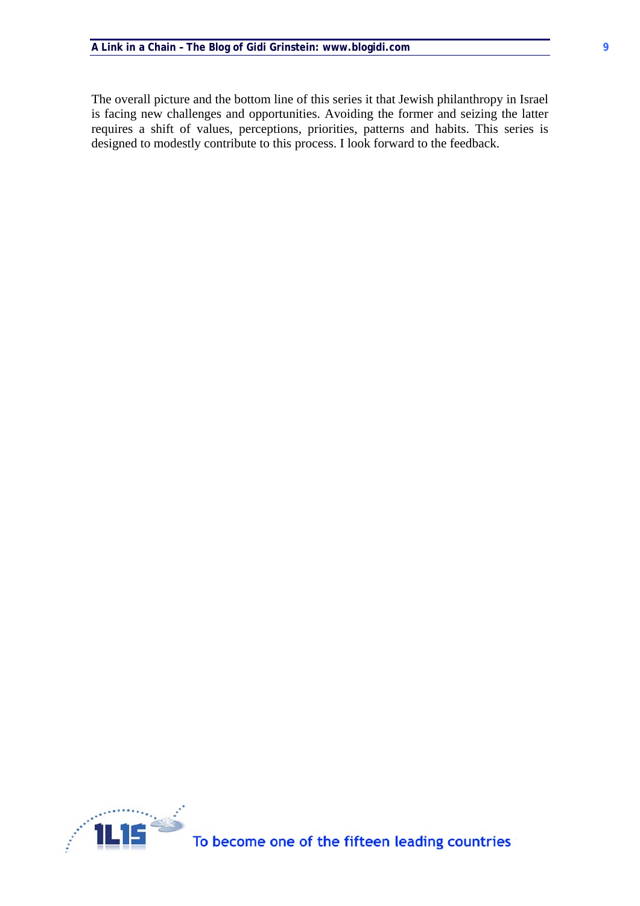The overall picture and the bottom line of this series it that Jewish philanthropy in Israel is facing new challenges and opportunities. Avoiding the former and seizing the latter requires a shift of values, perceptions, priorities, patterns and habits. This series is designed to modestly contribute to this process. I look forward to the feedback.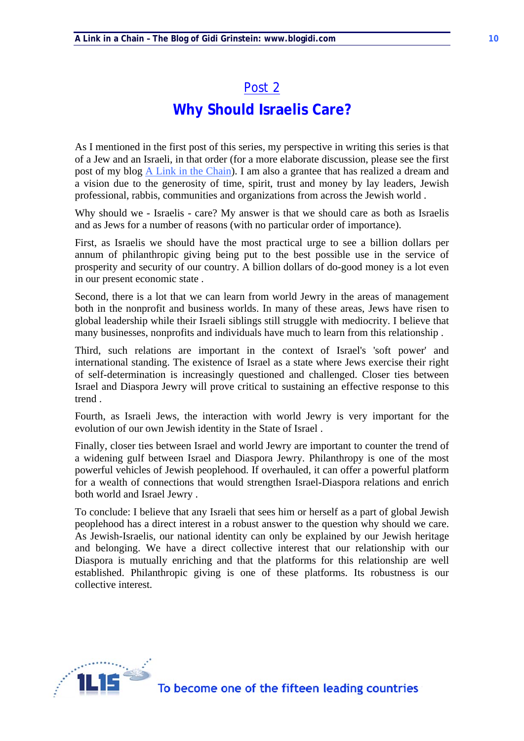## Post 2

# Why Should Israelis Care?

As I mentioned in the first post of this series, my perspective in writing this series is that of a Jew and an Israeli, in that order (for a more elaborate discussion, please see the first post of my blog A Link in the Chain). I am also a grantee that has realized a dream and a vision due to the generosity of time, spirit, trust and money by lay leaders, Jewish professional, rabbis, communities and organizations from across the Jewish world .

Why should we - Israelis - care? My answer is that we should care as both as Israelis and as Jews for a number of reasons (with no particular order of importance).

First, as Israelis we should have the most practical urge to see a billion dollars per annum of philanthropic giving being put to the best possible use in the service of prosperity and security of our country. A billion dollars of do-good money is a lot even in our present economic state .

Second, there is a lot that we can learn from world Jewry in the areas of management both in the nonprofit and business worlds. In many of these areas, Jews have risen to global leadership while their Israeli siblings still struggle with mediocrity. I believe that many businesses, nonprofits and individuals have much to learn from this relationship .

Third, such relations are important in the context of Israel's 'soft power' and international standing. The existence of Israel as a state where Jews exercise their right of self-determination is increasingly questioned and challenged. Closer ties between Israel and Diaspora Jewry will prove critical to sustaining an effective response to this trend .

Fourth, as Israeli Jews, the interaction with world Jewry is very important for the evolution of our own Jewish identity in the State of Israel .

Finally, closer ties between Israel and world Jewry are important to counter the trend of a widening gulf between Israel and Diaspora Jewry. Philanthropy is one of the most powerful vehicles of Jewish peoplehood. If overhauled, it can offer a powerful platform for a wealth of connections that would strengthen Israel-Diaspora relations and enrich both world and Israel Jewry .

To conclude: I believe that any Israeli that sees him or herself as a part of global Jewish peoplehood has a direct interest in a robust answer to the question why should we care. As Jewish-Israelis, our national identity can only be explained by our Jewish heritage and belonging. We have a direct collective interest that our relationship with our Diaspora is mutually enriching and that the platforms for this relationship are well established. Philanthropic giving is one of these platforms. Its robustness is our collective interest.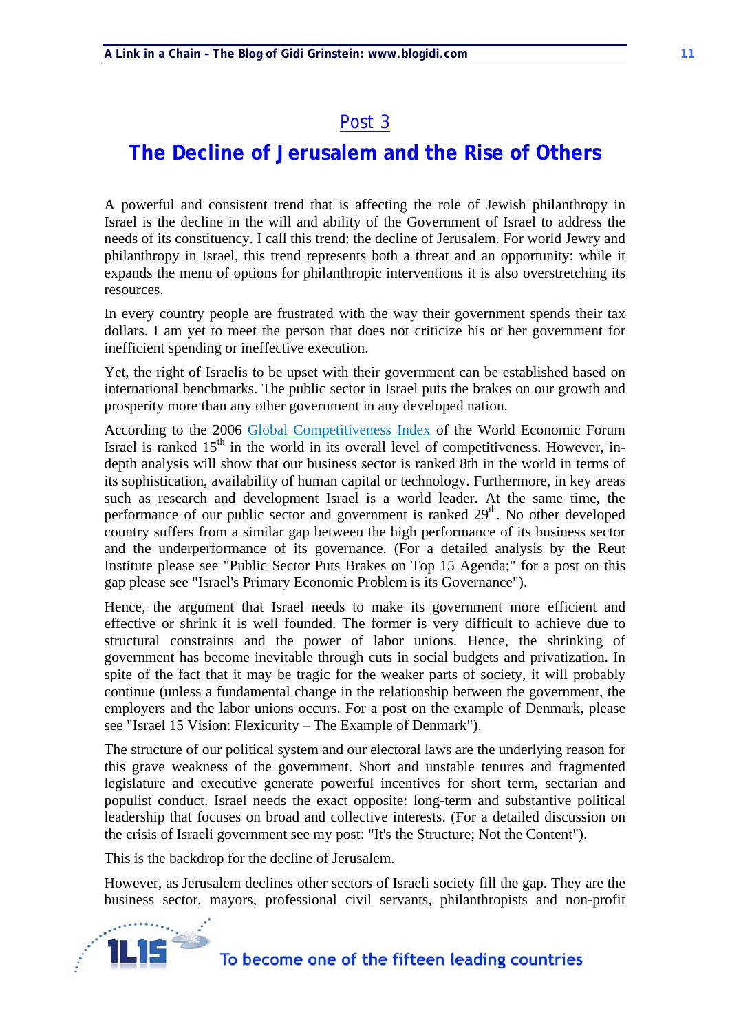## Post 3

# The Decline of Jerusalem and the Rise of Others

A powerful and consistent trend that is affecting the role of Jewish philanthropy in Israel is the decline in the will and ability of the Government of Israel to address the needs of its constituency. I call this trend: the decline of Jerusalem. For world Jewry and philanthropy in Israel, this trend represents both a threat and an opportunity: while it expands the menu of options for philanthropic interventions it is also overstretching its resources.

In every country people are frustrated with the way their government spends their tax dollars. I am yet to meet the person that does not criticize his or her government for inefficient spending or ineffective execution.

Yet, the right of Israelis to be upset with their government can be established based on international benchmarks. The public sector in Israel puts the brakes on our growth and prosperity more than any other government in any developed nation.

According to the 2006 Global Competitiveness Index of the World Economic Forum Israel is ranked 15th in the world in its overall level of competitiveness. However, in-depth analysis will show that our business sector is ranked 8th in the world in terms of its sophistication, availability of human capital or technology. Furthermore, in key areas such as research and development Israel is a world leader. At the same time, the performance of our public sector and government is ranked 29th. No other developed country suffers from a similar gap between the high performance of its business sector and the underperformance of its governance. (For a detailed analysis by the Reut Institute please see "Public Sector Puts Brakes on Top 15 Agenda;" for a post on this gap please see "Israel's Primary Economic Problem is its Governance").

Hence, the argument that Israel needs to make its government more efficient and effective or shrink it is well founded. The former is very difficult to achieve due to structural constraints and the power of labor unions. Hence, the shrinking of government has become inevitable through cuts in social budgets and privatization. In spite of the fact that it may be tragic for the weaker parts of society, it will probably continue (unless a fundamental change in the relationship between the government, the employers and the labor unions occurs. For a post on the example of Denmark, please see "Israel 15 Vision: Flexicurity – The Example of Denmark").

The structure of our political system and our electoral laws are the underlying reason for this grave weakness of the government. Short and unstable tenures and fragmented legislature and executive generate powerful incentives for short term, sectarian and populist conduct. Israel needs the exact opposite: long-term and substantive political leadership that focuses on broad and collective interests. (For a detailed discussion on the crisis of Israeli government see my post: "It's the Structure; Not the Content").

This is the backdrop for the decline of Jerusalem.

However, as Jerusalem declines other sectors of Israeli society fill the gap. They are the business sector, mayors, professional civil servants, philanthropists and non-profit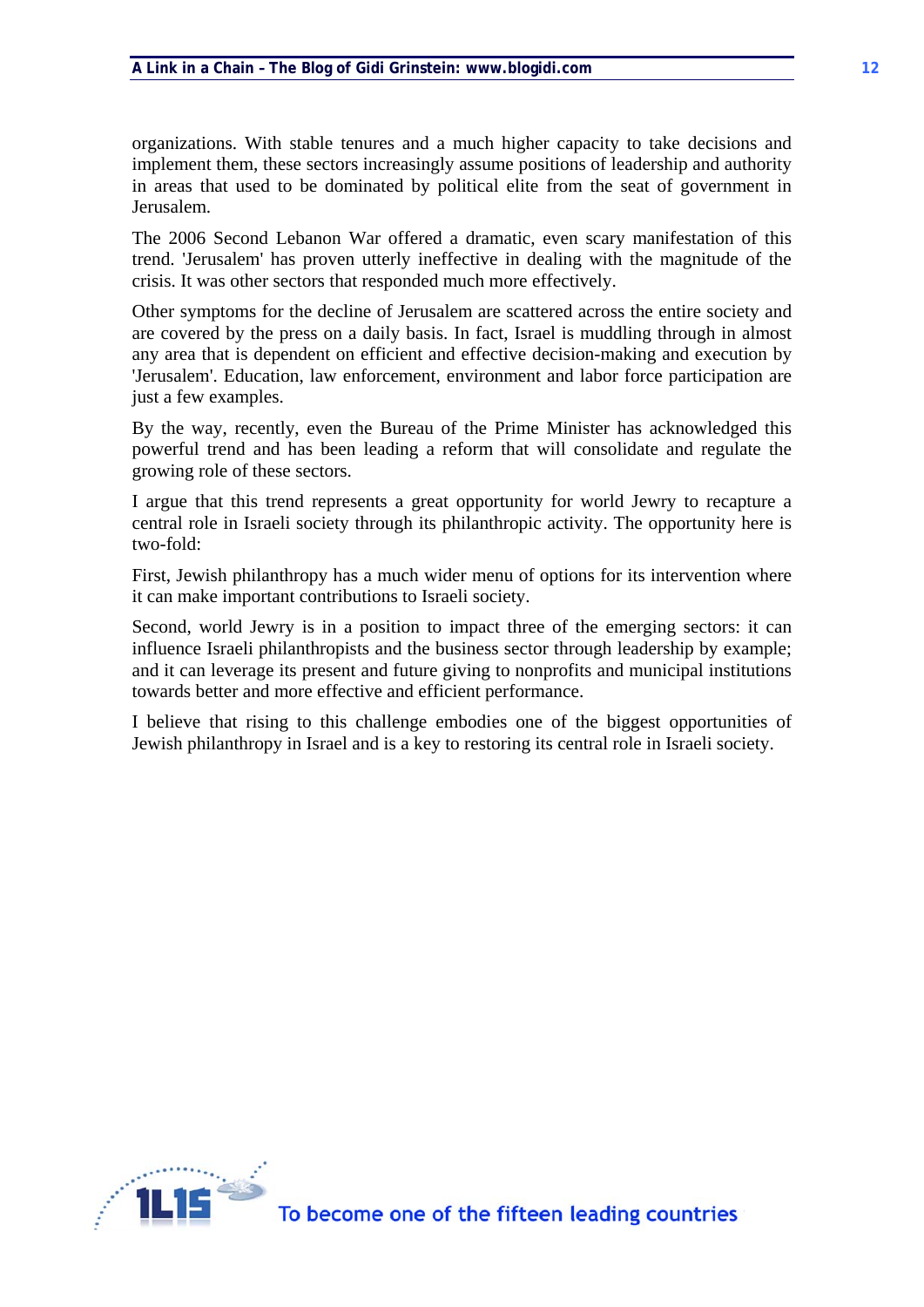organizations. With stable tenures and a much higher capacity to take decisions and implement them, these sectors increasingly assume positions of leadership and authority in areas that used to be dominated by political elite from the seat of government in Jerusalem.

The 2006 Second Lebanon War offered a dramatic, even scary manifestation of this trend. 'Jerusalem' has proven utterly ineffective in dealing with the magnitude of the crisis. It was other sectors that responded much more effectively.

Other symptoms for the decline of Jerusalem are scattered across the entire society and are covered by the press on a daily basis. In fact, Israel is muddling through in almost any area that is dependent on efficient and effective decision-making and execution by 'Jerusalem'. Education, law enforcement, environment and labor force participation are just a few examples.

By the way, recently, even the Bureau of the Prime Minister has acknowledged this powerful trend and has been leading a reform that will consolidate and regulate the growing role of these sectors.

I argue that this trend represents a great opportunity for world Jewry to recapture a central role in Israeli society through its philanthropic activity. The opportunity here is two-fold:

First, Jewish philanthropy has a much wider menu of options for its intervention where it can make important contributions to Israeli society.

Second, world Jewry is in a position to impact three of the emerging sectors: it can influence Israeli philanthropists and the business sector through leadership by example; and it can leverage its present and future giving to nonprofits and municipal institutions towards better and more effective and efficient performance.

I believe that rising to this challenge embodies one of the biggest opportunities of Jewish philanthropy in Israel and is a key to restoring its central role in Israeli society.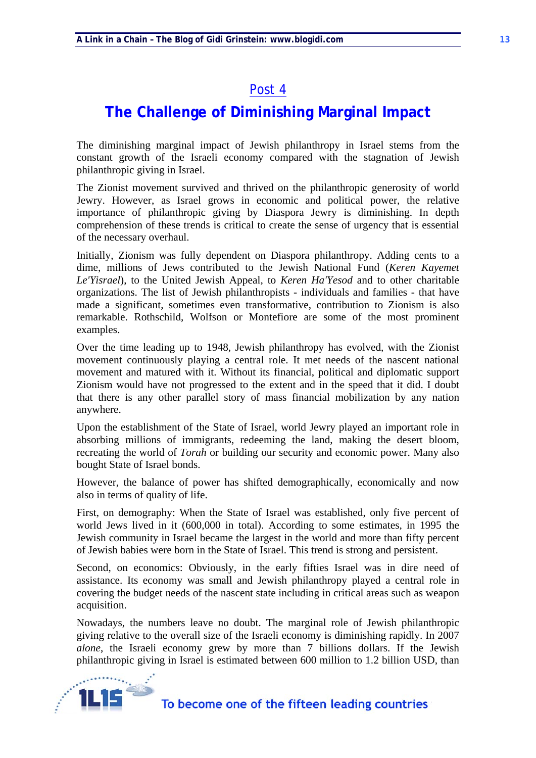## Post 4

# The Challenge of Diminishing Marginal Impact

The diminishing marginal impact of Jewish philanthropy in Israel stems from the constant growth of the Israeli economy compared with the stagnation of Jewish philanthropic giving in Israel.

The Zionist movement survived and thrived on the philanthropic generosity of world Jewry. However, as Israel grows in economic and political power, the relative importance of philanthropic giving by Diaspora Jewry is diminishing. In depth comprehension of these trends is critical to create the sense of urgency that is essential of the necessary overhaul.

Initially, Zionism was fully dependent on Diaspora philanthropy. Adding cents to a dime, millions of Jews contributed to the Jewish National Fund (*Keren Kayemet Le'Yisrael*), to the United Jewish Appeal, to *Keren Ha'Yesod* and to other charitable organizations. The list of Jewish philanthropists - individuals and families - that have made a significant, sometimes even transformative, contribution to Zionism is also remarkable. Rothschild, Wolfson or Montefiore are some of the most prominent examples.

Over the time leading up to 1948, Jewish philanthropy has evolved, with the Zionist movement continuously playing a central role. It met needs of the nascent national movement and matured with it. Without its financial, political and diplomatic support Zionism would have not progressed to the extent and in the speed that it did. I doubt that there is any other parallel story of mass financial mobilization by any nation anywhere.

Upon the establishment of the State of Israel, world Jewry played an important role in absorbing millions of immigrants, redeeming the land, making the desert bloom, recreating the world of *Torah* or building our security and economic power. Many also bought State of Israel bonds.

However, the balance of power has shifted demographically, economically and now also in terms of quality of life.

First, on demography: When the State of Israel was established, only five percent of world Jews lived in it (600,000 in total). According to some estimates, in 1995 the Jewish community in Israel became the largest in the world and more than fifty percent of Jewish babies were born in the State of Israel. This trend is strong and persistent.

Second, on economics: Obviously, in the early fifties Israel was in dire need of assistance. Its economy was small and Jewish philanthropy played a central role in covering the budget needs of the nascent state including in critical areas such as weapon acquisition.

Nowadays, the numbers leave no doubt. The marginal role of Jewish philanthropic giving relative to the overall size of the Israeli economy is diminishing rapidly. In 2007 *alone*, the Israeli economy grew by more than 7 billions dollars. If the Jewish philanthropic giving in Israel is estimated between 600 million to 1.2 billion USD, than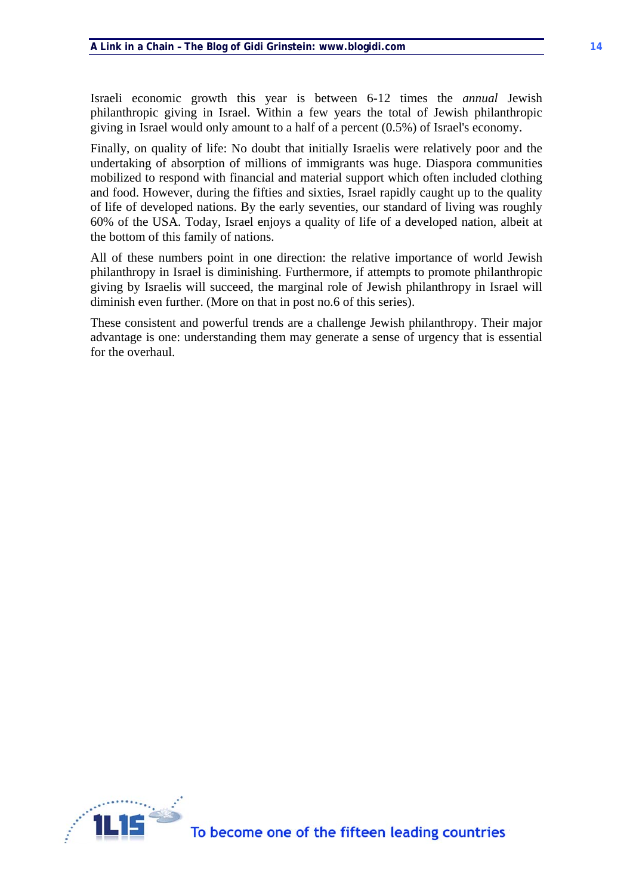Israeli economic growth this year is between 6-12 times the *annual* Jewish philanthropic giving in Israel. Within a few years the total of Jewish philanthropic giving in Israel would only amount to a half of a percent (0.5%) of Israel's economy.

Finally, on quality of life: No doubt that initially Israelis were relatively poor and the undertaking of absorption of millions of immigrants was huge. Diaspora communities mobilized to respond with financial and material support which often included clothing and food. However, during the fifties and sixties, Israel rapidly caught up to the quality of life of developed nations. By the early seventies, our standard of living was roughly 60% of the USA. Today, Israel enjoys a quality of life of a developed nation, albeit at the bottom of this family of nations.

All of these numbers point in one direction: the relative importance of world Jewish philanthropy in Israel is diminishing. Furthermore, if attempts to promote philanthropic giving by Israelis will succeed, the marginal role of Jewish philanthropy in Israel will diminish even further. (More on that in post no.6 of this series).

These consistent and powerful trends are a challenge Jewish philanthropy. Their major advantage is one: understanding them may generate a sense of urgency that is essential for the overhaul.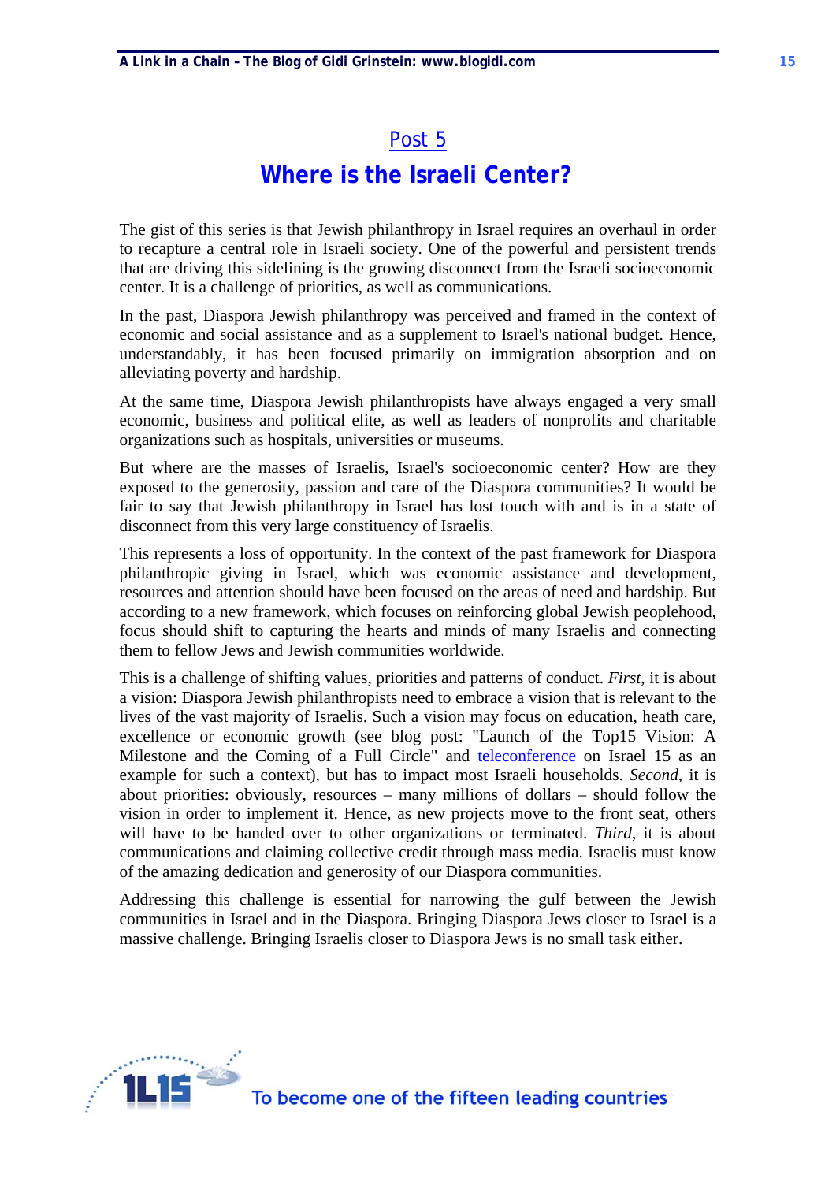## Post 5

# Where is the Israeli Center?

The gist of this series is that Jewish philanthropy in Israel requires an overhaul in order to recapture a central role in Israeli society. One of the powerful and persistent trends that are driving this sidelining is the growing disconnect from the Israeli socioeconomic center. It is a challenge of priorities, as well as communications.

In the past, Diaspora Jewish philanthropy was perceived and framed in the context of economic and social assistance and as a supplement to Israel's national budget. Hence, understandably, it has been focused primarily on immigration absorption and on alleviating poverty and hardship.

At the same time, Diaspora Jewish philanthropists have always engaged a very small economic, business and political elite, as well as leaders of nonprofits and charitable organizations such as hospitals, universities or museums.

But where are the masses of Israelis, Israel's socioeconomic center? How are they exposed to the generosity, passion and care of the Diaspora communities? It would be fair to say that Jewish philanthropy in Israel has lost touch with and is in a state of disconnect from this very large constituency of Israelis.

This represents a loss of opportunity. In the context of the past framework for Diaspora philanthropic giving in Israel, which was economic assistance and development, resources and attention should have been focused on the areas of need and hardship. But according to a new framework, which focuses on reinforcing global Jewish peoplehood, focus should shift to capturing the hearts and minds of many Israelis and connecting them to fellow Jews and Jewish communities worldwide.

This is a challenge of shifting values, priorities and patterns of conduct. *First*, it is about a vision: Diaspora Jewish philanthropists need to embrace a vision that is relevant to the lives of the vast majority of Israelis. Such a vision may focus on education, heath care, excellence or economic growth (see blog post: "Launch of the Top15 Vision: A Milestone and the Coming of a Full Circle" and teleconference on Israel 15 as an example for such a context), but has to impact most Israeli households. *Second*, it is about priorities: obviously, resources – many millions of dollars – should follow the vision in order to implement it. Hence, as new projects move to the front seat, others will have to be handed over to other organizations or terminated. *Third*, it is about communications and claiming collective credit through mass media. Israelis must know of the amazing dedication and generosity of our Diaspora communities.

Addressing this challenge is essential for narrowing the gulf between the Jewish communities in Israel and in the Diaspora. Bringing Diaspora Jews closer to Israel is a massive challenge. Bringing Israelis closer to Diaspora Jews is no small task either.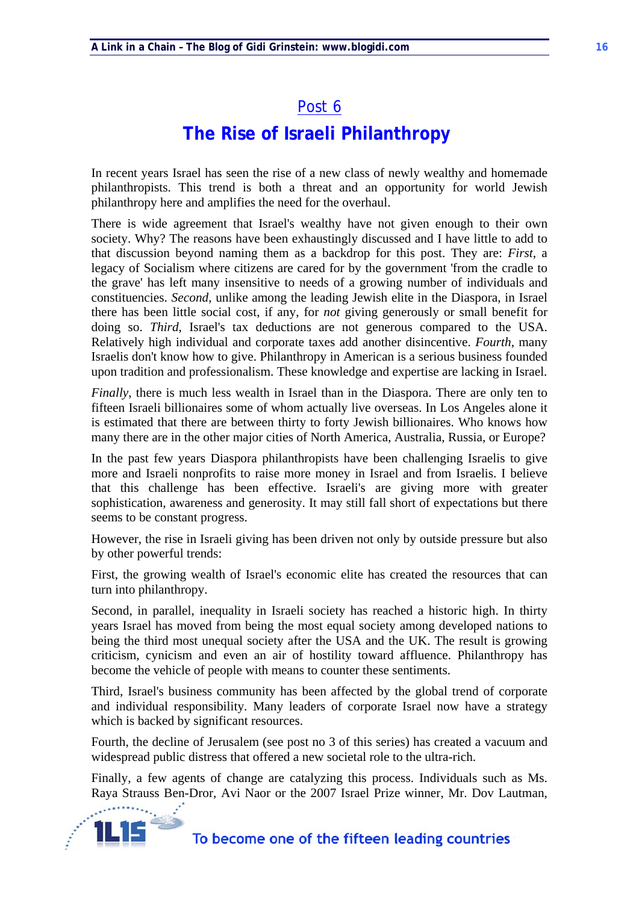## Post 6

# The Rise of Israeli Philanthropy

In recent years Israel has seen the rise of a new class of newly wealthy and homemade philanthropists. This trend is both a threat and an opportunity for world Jewish philanthropy here and amplifies the need for the overhaul.

There is wide agreement that Israel's wealthy have not given enough to their own society. Why? The reasons have been exhaustingly discussed and I have little to add to that discussion beyond naming them as a backdrop for this post. They are: *First*, a legacy of Socialism where citizens are cared for by the government 'from the cradle to the grave' has left many insensitive to needs of a growing number of individuals and constituencies. *Second*, unlike among the leading Jewish elite in the Diaspora, in Israel there has been little social cost, if any, for *not* giving generously or small benefit for doing so. *Third*, Israel's tax deductions are not generous compared to the USA. Relatively high individual and corporate taxes add another disincentive. *Fourth*, many Israelis don't know how to give. Philanthropy in American is a serious business founded upon tradition and professionalism. These knowledge and expertise are lacking in Israel.

*Finally*, there is much less wealth in Israel than in the Diaspora. There are only ten to fifteen Israeli billionaires some of whom actually live overseas. In Los Angeles alone it is estimated that there are between thirty to forty Jewish billionaires. Who knows how many there are in the other major cities of North America, Australia, Russia, or Europe?

In the past few years Diaspora philanthropists have been challenging Israelis to give more and Israeli nonprofits to raise more money in Israel and from Israelis. I believe that this challenge has been effective. Israeli's are giving more with greater sophistication, awareness and generosity. It may still fall short of expectations but there seems to be constant progress.

However, the rise in Israeli giving has been driven not only by outside pressure but also by other powerful trends:

First, the growing wealth of Israel's economic elite has created the resources that can turn into philanthropy.

Second, in parallel, inequality in Israeli society has reached a historic high. In thirty years Israel has moved from being the most equal society among developed nations to being the third most unequal society after the USA and the UK. The result is growing criticism, cynicism and even an air of hostility toward affluence. Philanthropy has become the vehicle of people with means to counter these sentiments.

Third, Israel's business community has been affected by the global trend of corporate and individual responsibility. Many leaders of corporate Israel now have a strategy which is backed by significant resources.

Fourth, the decline of Jerusalem (see post no 3 of this series) has created a vacuum and widespread public distress that offered a new societal role to the ultra-rich.

Finally, a few agents of change are catalyzing this process. Individuals such as Ms. Raya Strauss Ben-Dror, Avi Naor or the 2007 Israel Prize winner, Mr. Dov Lautman,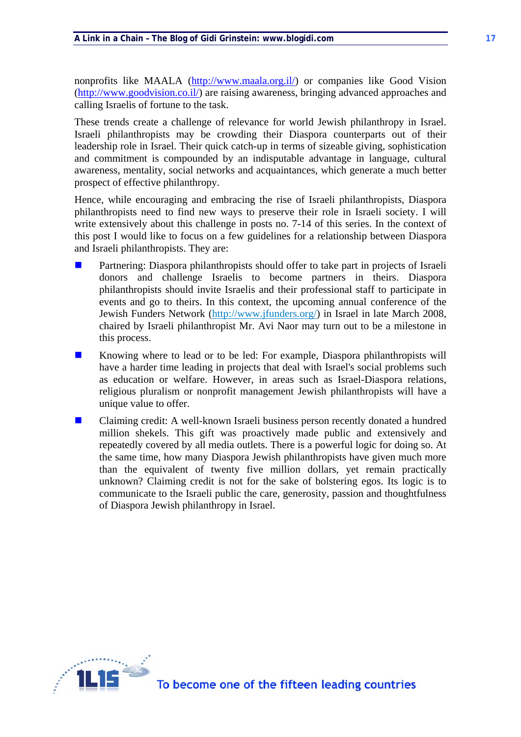nonprofits like MAALA (http://www.maala.org.il/) or companies like Good Vision (http://www.goodvision.co.il/) are raising awareness, bringing advanced approaches and calling Israelis of fortune to the task.

These trends create a challenge of relevance for world Jewish philanthropy in Israel. Israeli philanthropists may be crowding their Diaspora counterparts out of their leadership role in Israel. Their quick catch-up in terms of sizeable giving, sophistication and commitment is compounded by an indisputable advantage in language, cultural awareness, mentality, social networks and acquaintances, which generate a much better prospect of effective philanthropy.

Hence, while encouraging and embracing the rise of Israeli philanthropists, Diaspora philanthropists need to find new ways to preserve their role in Israeli society. I will write extensively about this challenge in posts no. 7-14 of this series. In the context of this post I would like to focus on a few guidelines for a relationship between Diaspora and Israeli philanthropists. They are:

- Partnering: Diaspora philanthropists should offer to take part in projects of Israeli donors and challenge Israelis to become partners in theirs. Diaspora philanthropists should invite Israelis and their professional staff to participate in events and go to theirs. In this context, the upcoming annual conference of the Jewish Funders Network (http://www.jfunders.org/) in Israel in late March 2008, chaired by Israeli philanthropist Mr. Avi Naor may turn out to be a milestone in this process.
- Knowing where to lead or to be led: For example, Diaspora philanthropists will have a harder time leading in projects that deal with Israel's social problems such as education or welfare. However, in areas such as Israel-Diaspora relations, religious pluralism or nonprofit management Jewish philanthropists will have a unique value to offer.
- Claiming credit: A well-known Israeli business person recently donated a hundred million shekels. This gift was proactively made public and extensively and repeatedly covered by all media outlets. There is a powerful logic for doing so. At the same time, how many Diaspora Jewish philanthropists have given much more than the equivalent of twenty five million dollars, yet remain practically unknown? Claiming credit is not for the sake of bolstering egos. Its logic is to communicate to the Israeli public the care, generosity, passion and thoughtfulness of Diaspora Jewish philanthropy in Israel.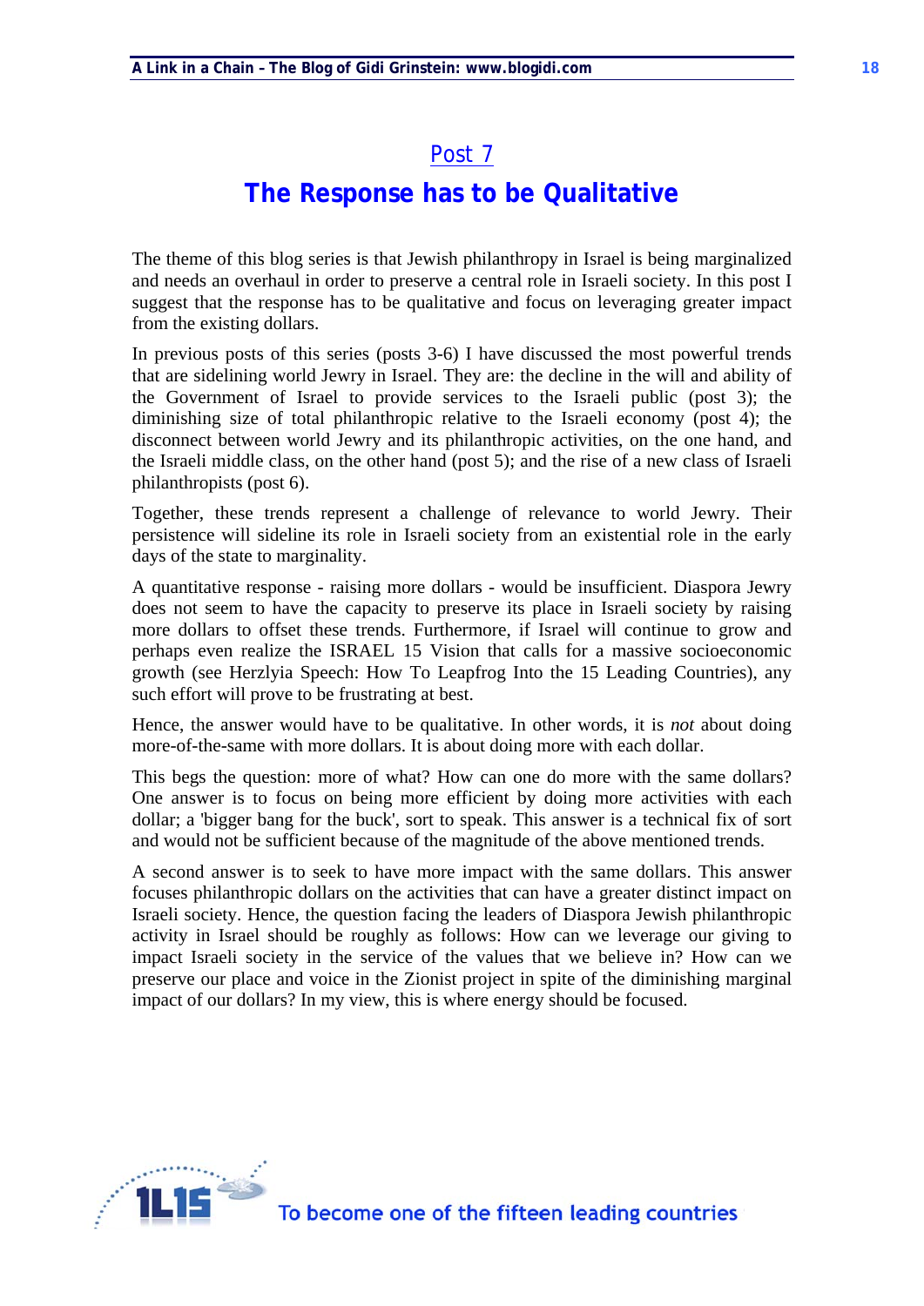## Post 7

# The Response has to be Qualitative

The theme of this blog series is that Jewish philanthropy in Israel is being marginalized and needs an overhaul in order to preserve a central role in Israeli society. In this post I suggest that the response has to be qualitative and focus on leveraging greater impact from the existing dollars.

In previous posts of this series (posts 3-6) I have discussed the most powerful trends that are sidelining world Jewry in Israel. They are: the decline in the will and ability of the Government of Israel to provide services to the Israeli public (post 3); the diminishing size of total philanthropic relative to the Israeli economy (post 4); the disconnect between world Jewry and its philanthropic activities, on the one hand, and the Israeli middle class, on the other hand (post 5); and the rise of a new class of Israeli philanthropists (post 6).

Together, these trends represent a challenge of relevance to world Jewry. Their persistence will sideline its role in Israeli society from an existential role in the early days of the state to marginality.

A quantitative response - raising more dollars - would be insufficient. Diaspora Jewry does not seem to have the capacity to preserve its place in Israeli society by raising more dollars to offset these trends. Furthermore, if Israel will continue to grow and perhaps even realize the ISRAEL 15 Vision that calls for a massive socioeconomic growth (see Herzlyia Speech: How To Leapfrog Into the 15 Leading Countries), any such effort will prove to be frustrating at best.

Hence, the answer would have to be qualitative. In other words, it is *not* about doing more-of-the-same with more dollars. It is about doing more with each dollar.

This begs the question: more of what? How can one do more with the same dollars? One answer is to focus on being more efficient by doing more activities with each dollar; a 'bigger bang for the buck', sort to speak. This answer is a technical fix of sort and would not be sufficient because of the magnitude of the above mentioned trends.

A second answer is to seek to have more impact with the same dollars. This answer focuses philanthropic dollars on the activities that can have a greater distinct impact on Israeli society. Hence, the question facing the leaders of Diaspora Jewish philanthropic activity in Israel should be roughly as follows: How can we leverage our giving to impact Israeli society in the service of the values that we believe in? How can we preserve our place and voice in the Zionist project in spite of the diminishing marginal impact of our dollars? In my view, this is where energy should be focused.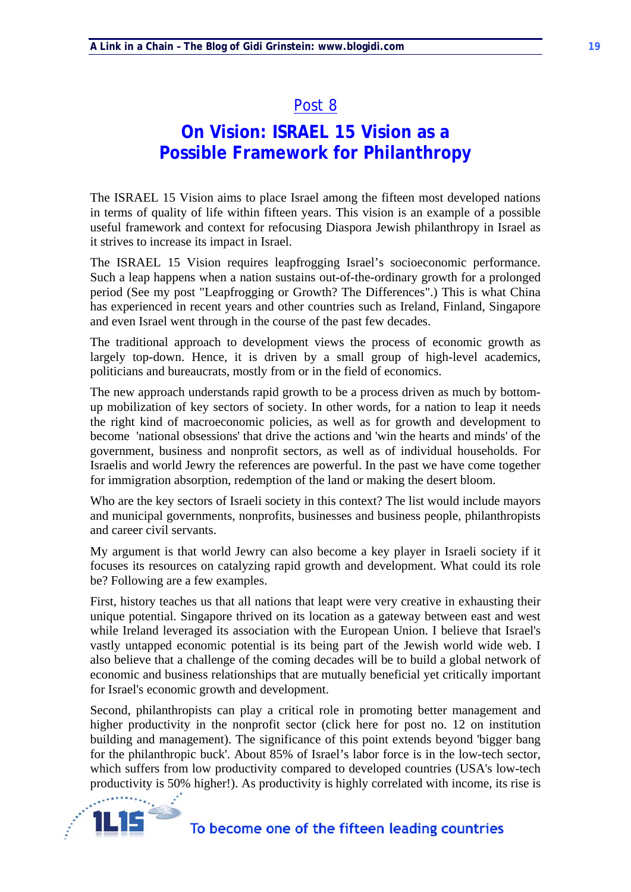## Post 8

# On Vision: ISRAEL 15 Vision as a Possible Framework for Philanthropy

The ISRAEL 15 Vision aims to place Israel among the fifteen most developed nations in terms of quality of life within fifteen years. This vision is an example of a possible useful framework and context for refocusing Diaspora Jewish philanthropy in Israel as it strives to increase its impact in Israel.

The ISRAEL 15 Vision requires leapfrogging Israel's socioeconomic performance. Such a leap happens when a nation sustains out-of-the-ordinary growth for a prolonged period (See my post "Leapfrogging or Growth? The Differences".) This is what China has experienced in recent years and other countries such as Ireland, Finland, Singapore and even Israel went through in the course of the past few decades.

The traditional approach to development views the process of economic growth as largely top-down. Hence, it is driven by a small group of high-level academics, politicians and bureaucrats, mostly from or in the field of economics.

The new approach understands rapid growth to be a process driven as much by bottom-up mobilization of key sectors of society. In other words, for a nation to leap it needs the right kind of macroeconomic policies, as well as for growth and development to become 'national obsessions' that drive the actions and 'win the hearts and minds' of the government, business and nonprofit sectors, as well as of individual households. For Israelis and world Jewry the references are powerful. In the past we have come together for immigration absorption, redemption of the land or making the desert bloom.

Who are the key sectors of Israeli society in this context? The list would include mayors and municipal governments, nonprofits, businesses and business people, philanthropists and career civil servants.

My argument is that world Jewry can also become a key player in Israeli society if it focuses its resources on catalyzing rapid growth and development. What could its role be? Following are a few examples.

First, history teaches us that all nations that leapt were very creative in exhausting their unique potential. Singapore thrived on its location as a gateway between east and west while Ireland leveraged its association with the European Union. I believe that Israel's vastly untapped economic potential is its being part of the Jewish world wide web. I also believe that a challenge of the coming decades will be to build a global network of economic and business relationships that are mutually beneficial yet critically important for Israel's economic growth and development.

Second, philanthropists can play a critical role in promoting better management and higher productivity in the nonprofit sector (click here for post no. 12 on institution building and management). The significance of this point extends beyond 'bigger bang for the philanthropic buck'. About 85% of Israel's labor force is in the low-tech sector, which suffers from low productivity compared to developed countries (USA's low-tech productivity is 50% higher!). As productivity is highly correlated with income, its rise is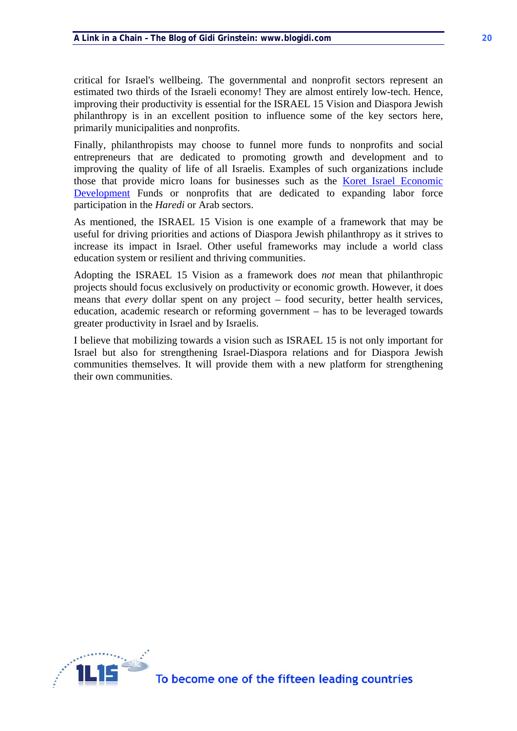critical for Israel's wellbeing. The governmental and nonprofit sectors represent an estimated two thirds of the Israeli economy! They are almost entirely low-tech. Hence, improving their productivity is essential for the ISRAEL 15 Vision and Diaspora Jewish philanthropy is in an excellent position to influence some of the key sectors here, primarily municipalities and nonprofits.

Finally, philanthropists may choose to funnel more funds to nonprofits and social entrepreneurs that are dedicated to promoting growth and development and to improving the quality of life of all Israelis. Examples of such organizations include those that provide micro loans for businesses such as the Koret Israel Economic Development Funds or nonprofits that are dedicated to expanding labor force participation in the *Haredi* or Arab sectors.

As mentioned, the ISRAEL 15 Vision is one example of a framework that may be useful for driving priorities and actions of Diaspora Jewish philanthropy as it strives to increase its impact in Israel. Other useful frameworks may include a world class education system or resilient and thriving communities.

Adopting the ISRAEL 15 Vision as a framework does *not* mean that philanthropic projects should focus exclusively on productivity or economic growth. However, it does means that *every* dollar spent on any project – food security, better health services, education, academic research or reforming government – has to be leveraged towards greater productivity in Israel and by Israelis.

I believe that mobilizing towards a vision such as ISRAEL 15 is not only important for Israel but also for strengthening Israel-Diaspora relations and for Diaspora Jewish communities themselves. It will provide them with a new platform for strengthening their own communities.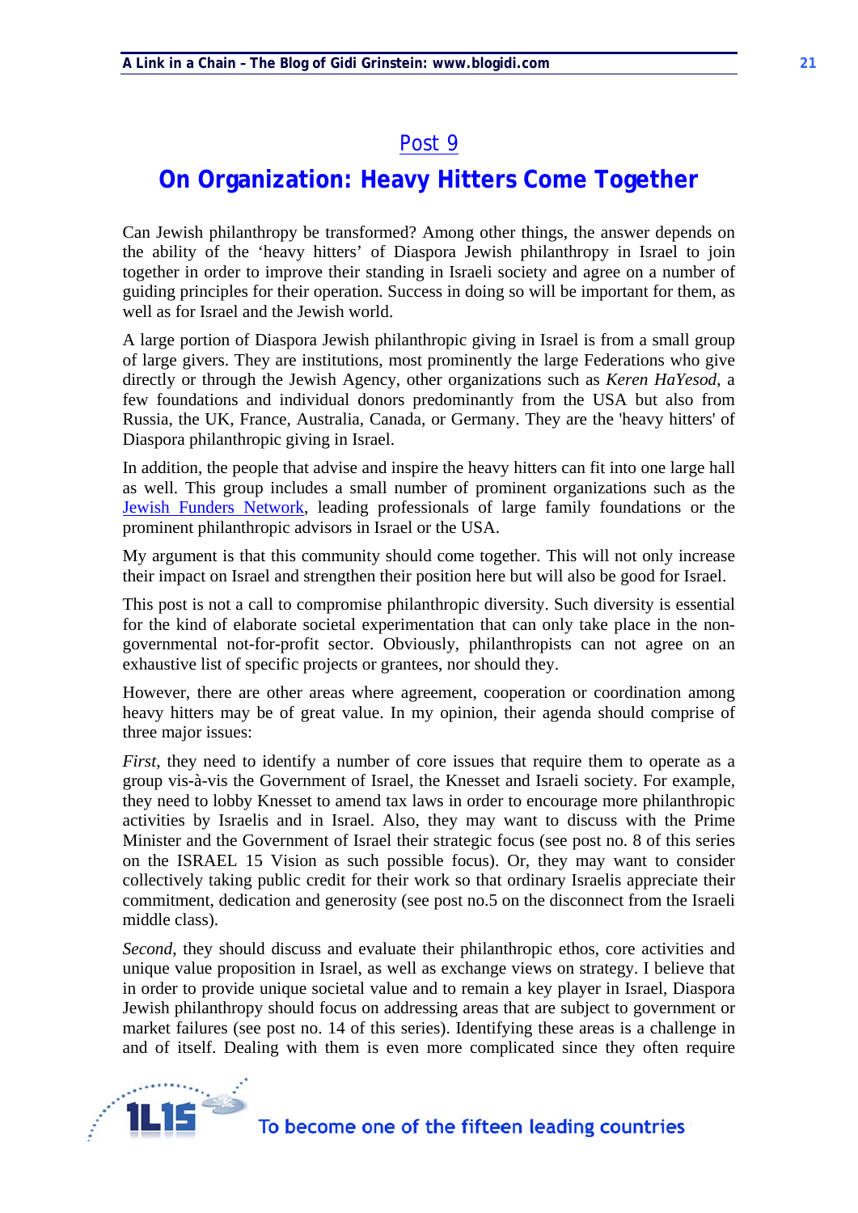# Post 9

## On Organization: Heavy Hitters Come Together

Can Jewish philanthropy be transformed? Among other things, the answer depends on the ability of the 'heavy hitters' of Diaspora Jewish philanthropy in Israel to join together in order to improve their standing in Israeli society and agree on a number of guiding principles for their operation. Success in doing so will be important for them, as well as for Israel and the Jewish world.

A large portion of Diaspora Jewish philanthropic giving in Israel is from a small group of large givers. They are institutions, most prominently the large Federations who give directly or through the Jewish Agency, other organizations such as *Keren HaYesod*, a few foundations and individual donors predominantly from the USA but also from Russia, the UK, France, Australia, Canada, or Germany. They are the 'heavy hitters' of Diaspora philanthropic giving in Israel.

In addition, the people that advise and inspire the heavy hitters can fit into one large hall as well. This group includes a small number of prominent organizations such as the Jewish Funders Network, leading professionals of large family foundations or the prominent philanthropic advisors in Israel or the USA.

My argument is that this community should come together. This will not only increase their impact on Israel and strengthen their position here but will also be good for Israel.

This post is not a call to compromise philanthropic diversity. Such diversity is essential for the kind of elaborate societal experimentation that can only take place in the non-governmental not-for-profit sector. Obviously, philanthropists can not agree on an exhaustive list of specific projects or grantees, nor should they.

However, there are other areas where agreement, cooperation or coordination among heavy hitters may be of great value. In my opinion, their agenda should comprise of three major issues:

*First*, they need to identify a number of core issues that require them to operate as a group vis-à-vis the Government of Israel, the Knesset and Israeli society. For example, they need to lobby Knesset to amend tax laws in order to encourage more philanthropic activities by Israelis and in Israel. Also, they may want to discuss with the Prime Minister and the Government of Israel their strategic focus (see post no. 8 of this series on the ISRAEL 15 Vision as such possible focus). Or, they may want to consider collectively taking public credit for their work so that ordinary Israelis appreciate their commitment, dedication and generosity (see post no.5 on the disconnect from the Israeli middle class).

*Second*, they should discuss and evaluate their philanthropic ethos, core activities and unique value proposition in Israel, as well as exchange views on strategy. I believe that in order to provide unique societal value and to remain a key player in Israel, Diaspora Jewish philanthropy should focus on addressing areas that are subject to government or market failures (see post no. 14 of this series). Identifying these areas is a challenge in and of itself. Dealing with them is even more complicated since they often require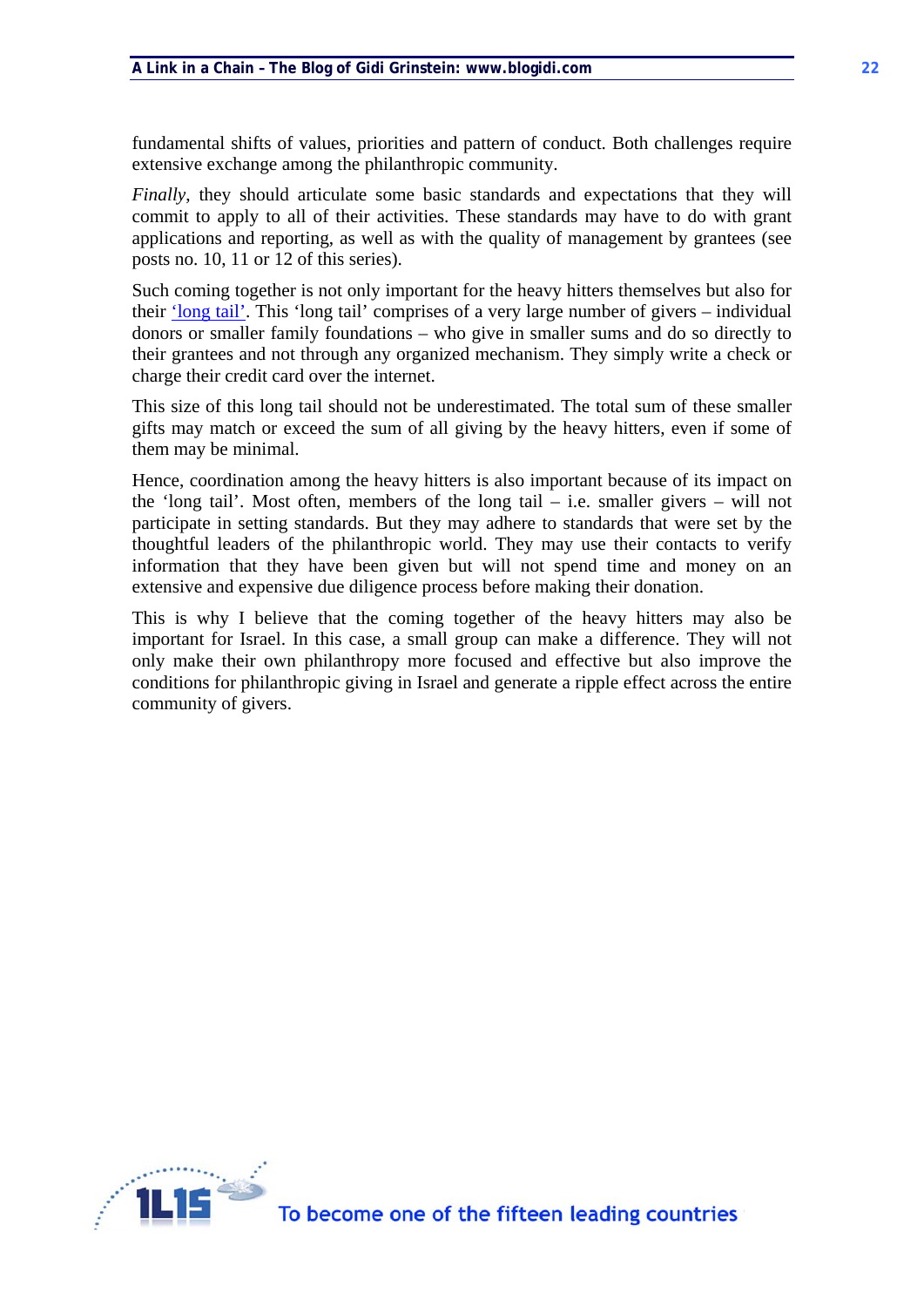fundamental shifts of values, priorities and pattern of conduct. Both challenges require extensive exchange among the philanthropic community.

*Finally*, they should articulate some basic standards and expectations that they will commit to apply to all of their activities. These standards may have to do with grant applications and reporting, as well as with the quality of management by grantees (see posts no. 10, 11 or 12 of this series).

Such coming together is not only important for the heavy hitters themselves but also for their 'long tail'. This 'long tail' comprises of a very large number of givers – individual donors or smaller family foundations – who give in smaller sums and do so directly to their grantees and not through any organized mechanism. They simply write a check or charge their credit card over the internet.

This size of this long tail should not be underestimated. The total sum of these smaller gifts may match or exceed the sum of all giving by the heavy hitters, even if some of them may be minimal.

Hence, coordination among the heavy hitters is also important because of its impact on the 'long tail'. Most often, members of the long tail – i.e. smaller givers – will not participate in setting standards. But they may adhere to standards that were set by the thoughtful leaders of the philanthropic world. They may use their contacts to verify information that they have been given but will not spend time and money on an extensive and expensive due diligence process before making their donation.

This is why I believe that the coming together of the heavy hitters may also be important for Israel. In this case, a small group can make a difference. They will not only make their own philanthropy more focused and effective but also improve the conditions for philanthropic giving in Israel and generate a ripple effect across the entire community of givers.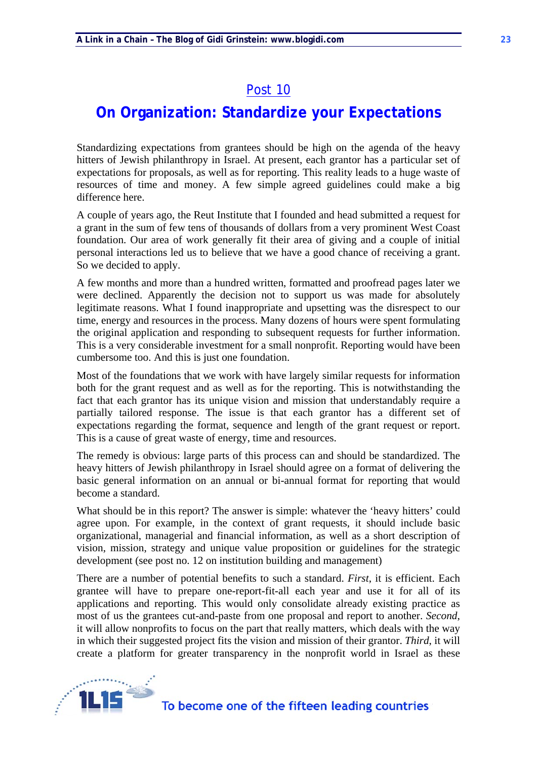## Post 10

# On Organization: Standardize your Expectations

Standardizing expectations from grantees should be high on the agenda of the heavy hitters of Jewish philanthropy in Israel. At present, each grantor has a particular set of expectations for proposals, as well as for reporting. This reality leads to a huge waste of resources of time and money. A few simple agreed guidelines could make a big difference here.

A couple of years ago, the Reut Institute that I founded and head submitted a request for a grant in the sum of few tens of thousands of dollars from a very prominent West Coast foundation. Our area of work generally fit their area of giving and a couple of initial personal interactions led us to believe that we have a good chance of receiving a grant. So we decided to apply.

A few months and more than a hundred written, formatted and proofread pages later we were declined. Apparently the decision not to support us was made for absolutely legitimate reasons. What I found inappropriate and upsetting was the disrespect to our time, energy and resources in the process. Many dozens of hours were spent formulating the original application and responding to subsequent requests for further information. This is a very considerable investment for a small nonprofit. Reporting would have been cumbersome too. And this is just one foundation.

Most of the foundations that we work with have largely similar requests for information both for the grant request and as well as for the reporting. This is notwithstanding the fact that each grantor has its unique vision and mission that understandably require a partially tailored response. The issue is that each grantor has a different set of expectations regarding the format, sequence and length of the grant request or report. This is a cause of great waste of energy, time and resources.

The remedy is obvious: large parts of this process can and should be standardized. The heavy hitters of Jewish philanthropy in Israel should agree on a format of delivering the basic general information on an annual or bi-annual format for reporting that would become a standard.

What should be in this report? The answer is simple: whatever the 'heavy hitters' could agree upon. For example, in the context of grant requests, it should include basic organizational, managerial and financial information, as well as a short description of vision, mission, strategy and unique value proposition or guidelines for the strategic development (see post no. 12 on institution building and management)

There are a number of potential benefits to such a standard. *First*, it is efficient. Each grantee will have to prepare one-report-fit-all each year and use it for all of its applications and reporting. This would only consolidate already existing practice as most of us the grantees cut-and-paste from one proposal and report to another. *Second*, it will allow nonprofits to focus on the part that really matters, which deals with the way in which their suggested project fits the vision and mission of their grantor. *Third*, it will create a platform for greater transparency in the nonprofit world in Israel as these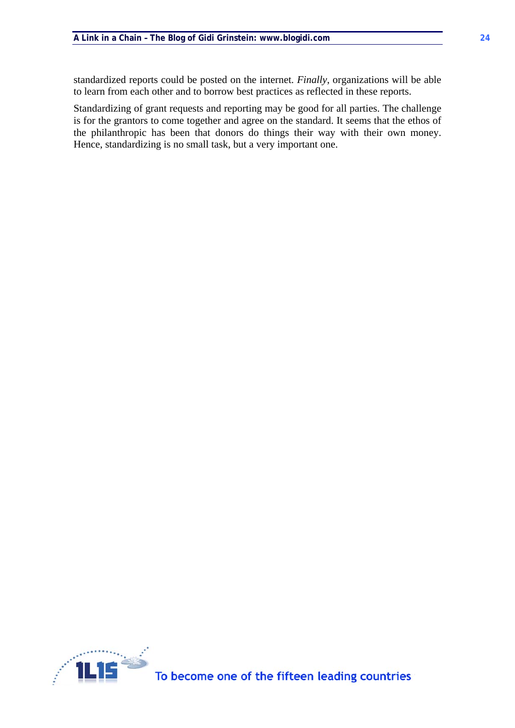standardized reports could be posted on the internet. *Finally*, organizations will be able to learn from each other and to borrow best practices as reflected in these reports.

Standardizing of grant requests and reporting may be good for all parties. The challenge is for the grantors to come together and agree on the standard. It seems that the ethos of the philanthropic has been that donors do things their way with their own money. Hence, standardizing is no small task, but a very important one.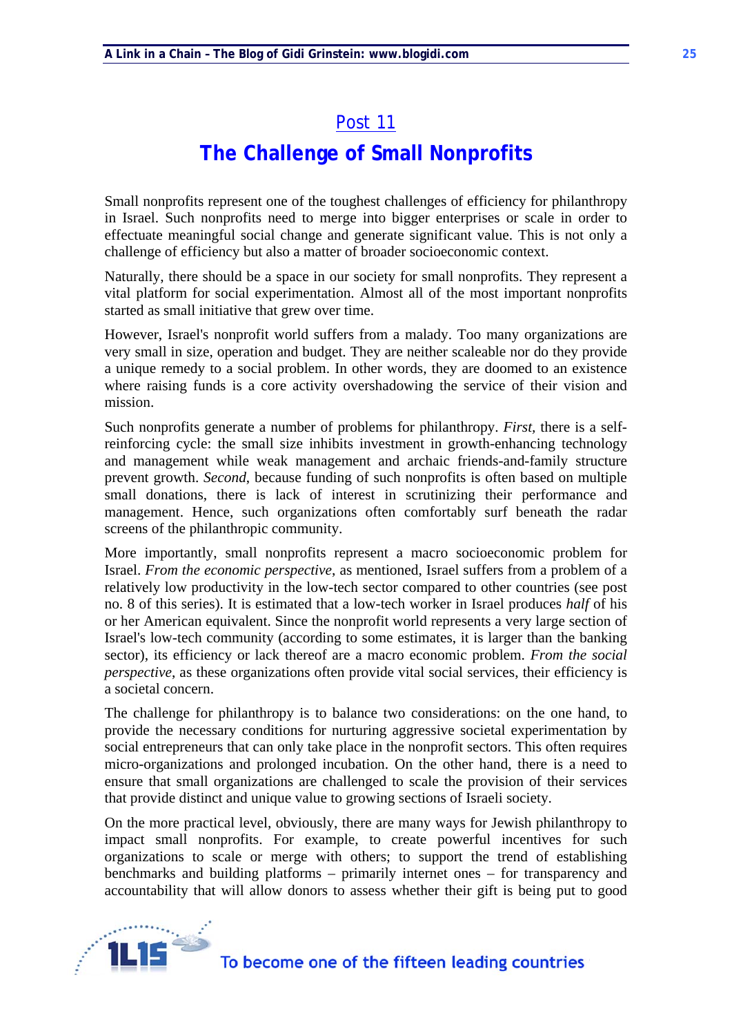## Post 11

# The Challenge of Small Nonprofits

Small nonprofits represent one of the toughest challenges of efficiency for philanthropy in Israel. Such nonprofits need to merge into bigger enterprises or scale in order to effectuate meaningful social change and generate significant value. This is not only a challenge of efficiency but also a matter of broader socioeconomic context.

Naturally, there should be a space in our society for small nonprofits. They represent a vital platform for social experimentation. Almost all of the most important nonprofits started as small initiative that grew over time.

However, Israel's nonprofit world suffers from a malady. Too many organizations are very small in size, operation and budget. They are neither scaleable nor do they provide a unique remedy to a social problem. In other words, they are doomed to an existence where raising funds is a core activity overshadowing the service of their vision and mission.

Such nonprofits generate a number of problems for philanthropy. *First*, there is a self-reinforcing cycle: the small size inhibits investment in growth-enhancing technology and management while weak management and archaic friends-and-family structure prevent growth. *Second*, because funding of such nonprofits is often based on multiple small donations, there is lack of interest in scrutinizing their performance and management. Hence, such organizations often comfortably surf beneath the radar screens of the philanthropic community.

More importantly, small nonprofits represent a macro socioeconomic problem for Israel. *From the economic perspective*, as mentioned, Israel suffers from a problem of a relatively low productivity in the low-tech sector compared to other countries (see post no. 8 of this series). It is estimated that a low-tech worker in Israel produces *half* of his or her American equivalent. Since the nonprofit world represents a very large section of Israel's low-tech community (according to some estimates, it is larger than the banking sector), its efficiency or lack thereof are a macro economic problem. *From the social perspective*, as these organizations often provide vital social services, their efficiency is a societal concern.

The challenge for philanthropy is to balance two considerations: on the one hand, to provide the necessary conditions for nurturing aggressive societal experimentation by social entrepreneurs that can only take place in the nonprofit sectors. This often requires micro-organizations and prolonged incubation. On the other hand, there is a need to ensure that small organizations are challenged to scale the provision of their services that provide distinct and unique value to growing sections of Israeli society.

On the more practical level, obviously, there are many ways for Jewish philanthropy to impact small nonprofits. For example, to create powerful incentives for such organizations to scale or merge with others; to support the trend of establishing benchmarks and building platforms – primarily internet ones – for transparency and accountability that will allow donors to assess whether their gift is being put to good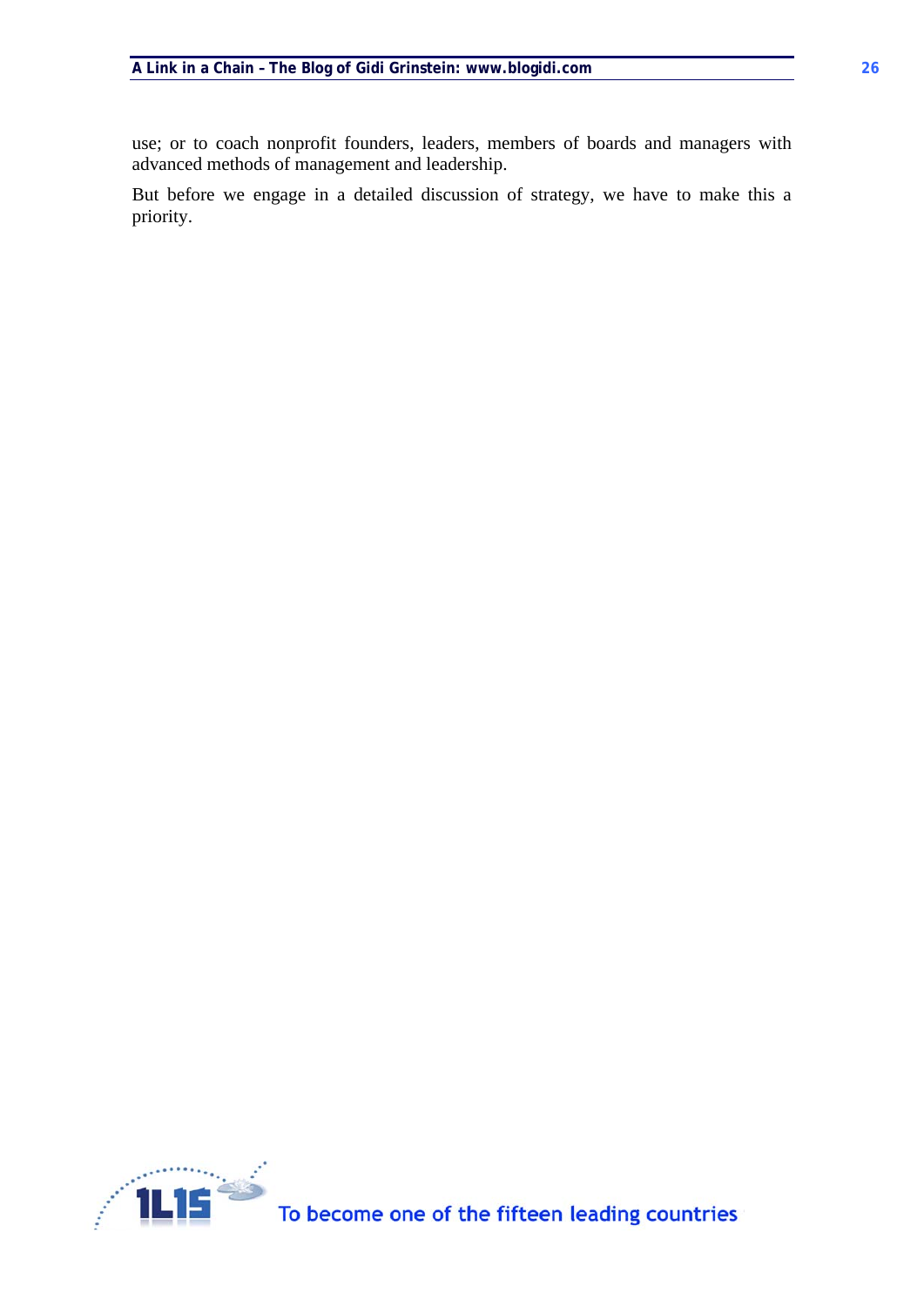use; or to coach nonprofit founders, leaders, members of boards and managers with advanced methods of management and leadership.

But before we engage in a detailed discussion of strategy, we have to make this a priority.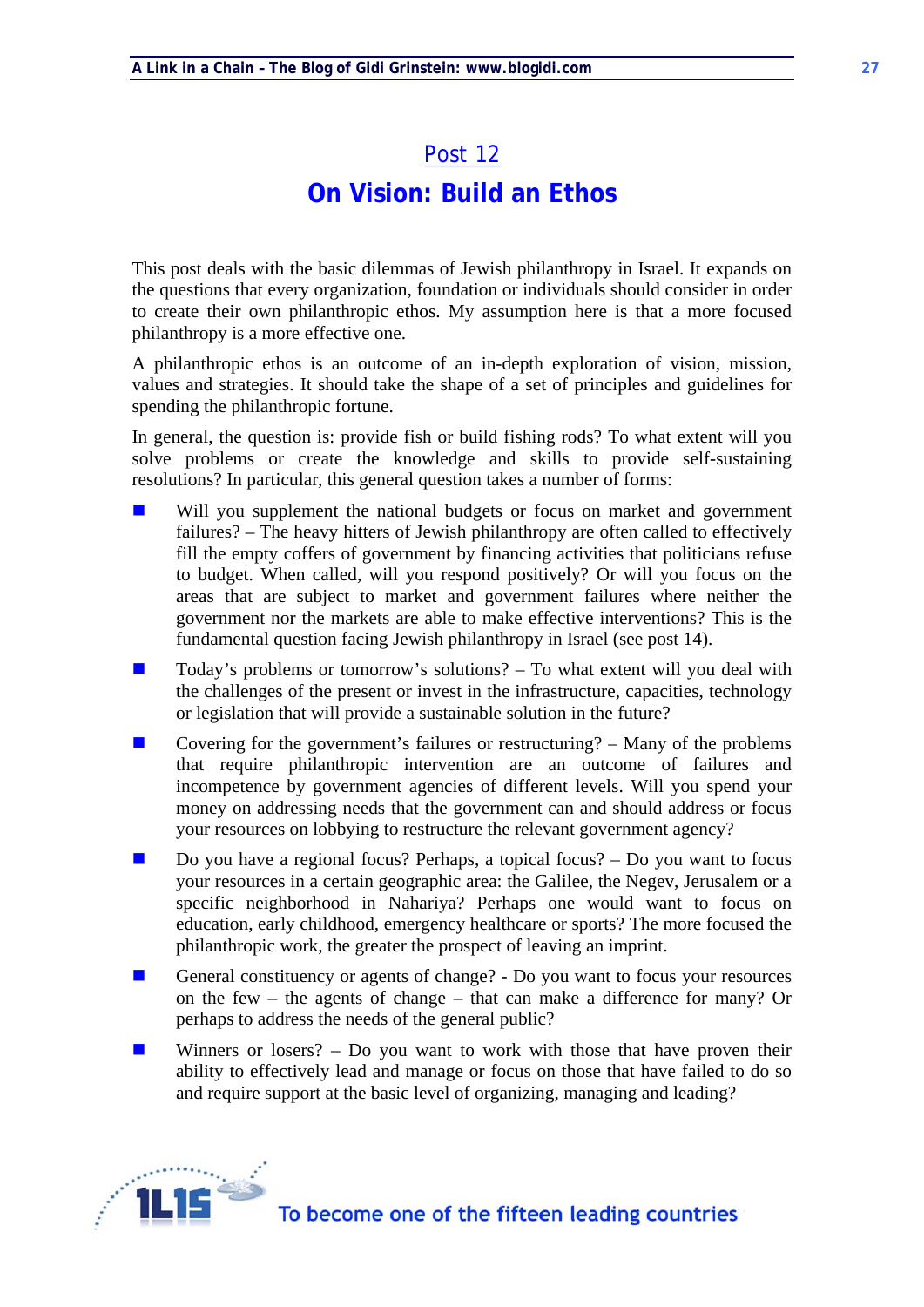## Post 12

# On Vision: Build an Ethos

This post deals with the basic dilemmas of Jewish philanthropy in Israel. It expands on the questions that every organization, foundation or individuals should consider in order to create their own philanthropic ethos. My assumption here is that a more focused philanthropy is a more effective one.

A philanthropic ethos is an outcome of an in-depth exploration of vision, mission, values and strategies. It should take the shape of a set of principles and guidelines for spending the philanthropic fortune.

In general, the question is: provide fish or build fishing rods? To what extent will you solve problems or create the knowledge and skills to provide self-sustaining resolutions? In particular, this general question takes a number of forms:

- Will you supplement the national budgets or focus on market and government failures? – The heavy hitters of Jewish philanthropy are often called to effectively fill the empty coffers of government by financing activities that politicians refuse to budget. When called, will you respond positively? Or will you focus on the areas that are subject to market and government failures where neither the government nor the markets are able to make effective interventions? This is the fundamental question facing Jewish philanthropy in Israel (see post 14).
- Today's problems or tomorrow's solutions? – To what extent will you deal with the challenges of the present or invest in the infrastructure, capacities, technology or legislation that will provide a sustainable solution in the future?
- Covering for the government's failures or restructuring? – Many of the problems that require philanthropic intervention are an outcome of failures and incompetence by government agencies of different levels. Will you spend your money on addressing needs that the government can and should address or focus your resources on lobbying to restructure the relevant government agency?
- Do you have a regional focus? Perhaps, a topical focus? – Do you want to focus your resources in a certain geographic area: the Galilee, the Negev, Jerusalem or a specific neighborhood in Nahariya? Perhaps one would want to focus on education, early childhood, emergency healthcare or sports? The more focused the philanthropic work, the greater the prospect of leaving an imprint.
- General constituency or agents of change? - Do you want to focus your resources on the few – the agents of change – that can make a difference for many? Or perhaps to address the needs of the general public?
- Winners or losers? – Do you want to work with those that have proven their ability to effectively lead and manage or focus on those that have failed to do so and require support at the basic level of organizing, managing and leading?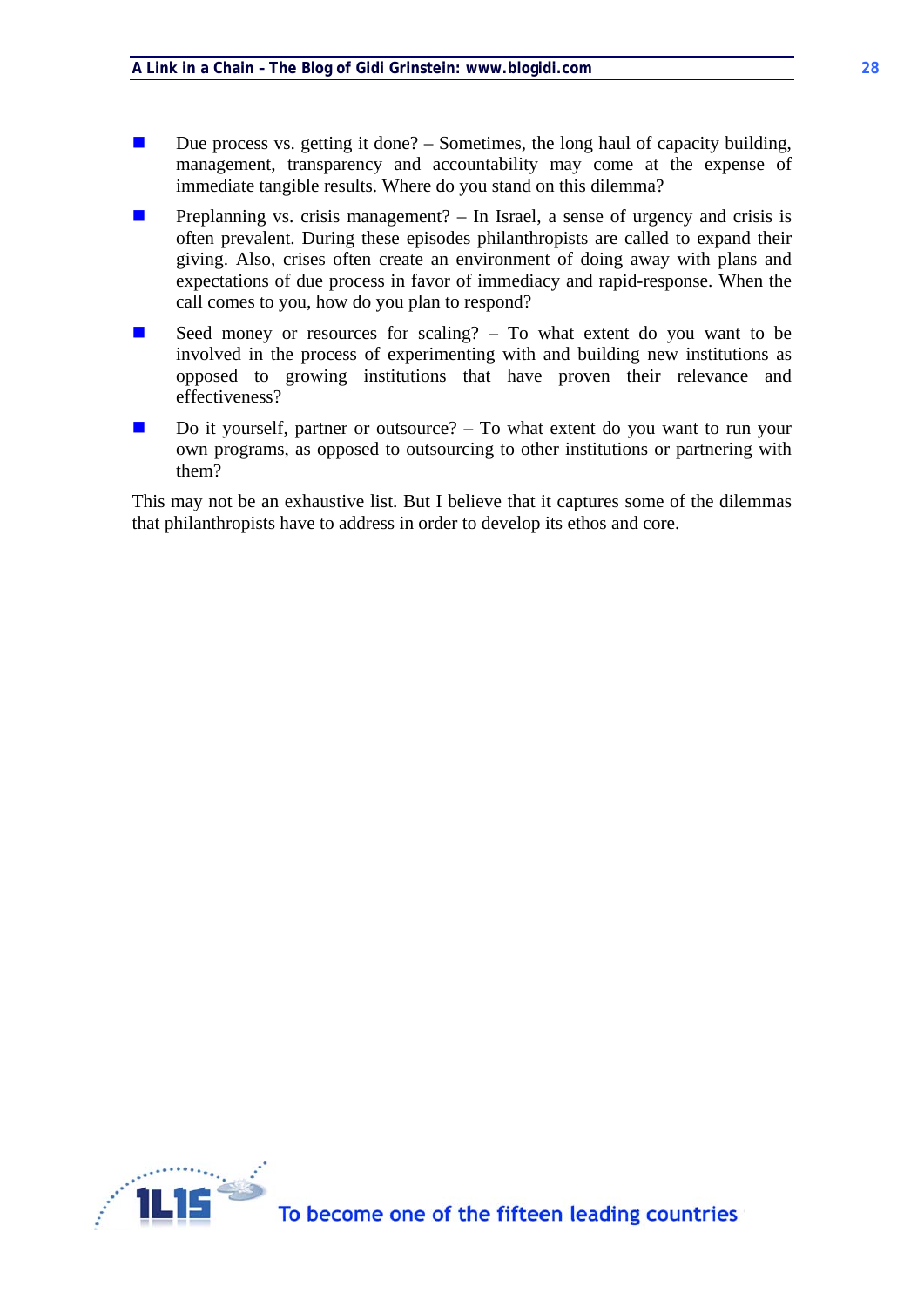- Due process vs. getting it done? – Sometimes, the long haul of capacity building, management, transparency and accountability may come at the expense of immediate tangible results. Where do you stand on this dilemma?
- Preplanning vs. crisis management? – In Israel, a sense of urgency and crisis is often prevalent. During these episodes philanthropists are called to expand their giving. Also, crises often create an environment of doing away with plans and expectations of due process in favor of immediacy and rapid-response. When the call comes to you, how do you plan to respond?
- Seed money or resources for scaling? – To what extent do you want to be involved in the process of experimenting with and building new institutions as opposed to growing institutions that have proven their relevance and effectiveness?
- Do it yourself, partner or outsource? – To what extent do you want to run your own programs, as opposed to outsourcing to other institutions or partnering with them?

This may not be an exhaustive list. But I believe that it captures some of the dilemmas that philanthropists have to address in order to develop its ethos and core.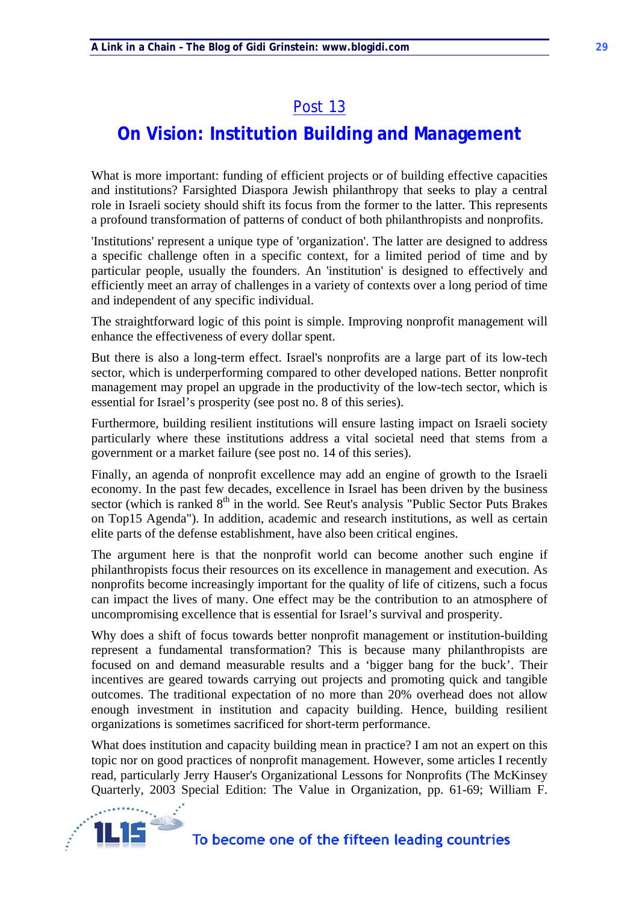## Post 13

# On Vision: Institution Building and Management

What is more important: funding of efficient projects or of building effective capacities and institutions? Farsighted Diaspora Jewish philanthropy that seeks to play a central role in Israeli society should shift its focus from the former to the latter. This represents a profound transformation of patterns of conduct of both philanthropists and nonprofits.

'Institutions' represent a unique type of 'organization'. The latter are designed to address a specific challenge often in a specific context, for a limited period of time and by particular people, usually the founders. An 'institution' is designed to effectively and efficiently meet an array of challenges in a variety of contexts over a long period of time and independent of any specific individual.

The straightforward logic of this point is simple. Improving nonprofit management will enhance the effectiveness of every dollar spent.

But there is also a long-term effect. Israel's nonprofits are a large part of its low-tech sector, which is underperforming compared to other developed nations. Better nonprofit management may propel an upgrade in the productivity of the low-tech sector, which is essential for Israel's prosperity (see post no. 8 of this series).

Furthermore, building resilient institutions will ensure lasting impact on Israeli society particularly where these institutions address a vital societal need that stems from a government or a market failure (see post no. 14 of this series).

Finally, an agenda of nonprofit excellence may add an engine of growth to the Israeli economy. In the past few decades, excellence in Israel has been driven by the business sector (which is ranked 8th in the world. See Reut's analysis "Public Sector Puts Brakes on Top15 Agenda"). In addition, academic and research institutions, as well as certain elite parts of the defense establishment, have also been critical engines.

The argument here is that the nonprofit world can become another such engine if philanthropists focus their resources on its excellence in management and execution. As nonprofits become increasingly important for the quality of life of citizens, such a focus can impact the lives of many. One effect may be the contribution to an atmosphere of uncompromising excellence that is essential for Israel's survival and prosperity.

Why does a shift of focus towards better nonprofit management or institution-building represent a fundamental transformation? This is because many philanthropists are focused on and demand measurable results and a 'bigger bang for the buck'. Their incentives are geared towards carrying out projects and promoting quick and tangible outcomes. The traditional expectation of no more than 20% overhead does not allow enough investment in institution and capacity building. Hence, building resilient organizations is sometimes sacrificed for short-term performance.

What does institution and capacity building mean in practice? I am not an expert on this topic nor on good practices of nonprofit management. However, some articles I recently read, particularly Jerry Hauser's Organizational Lessons for Nonprofits (The McKinsey Quarterly, 2003 Special Edition: The Value in Organization, pp. 61-69; William F.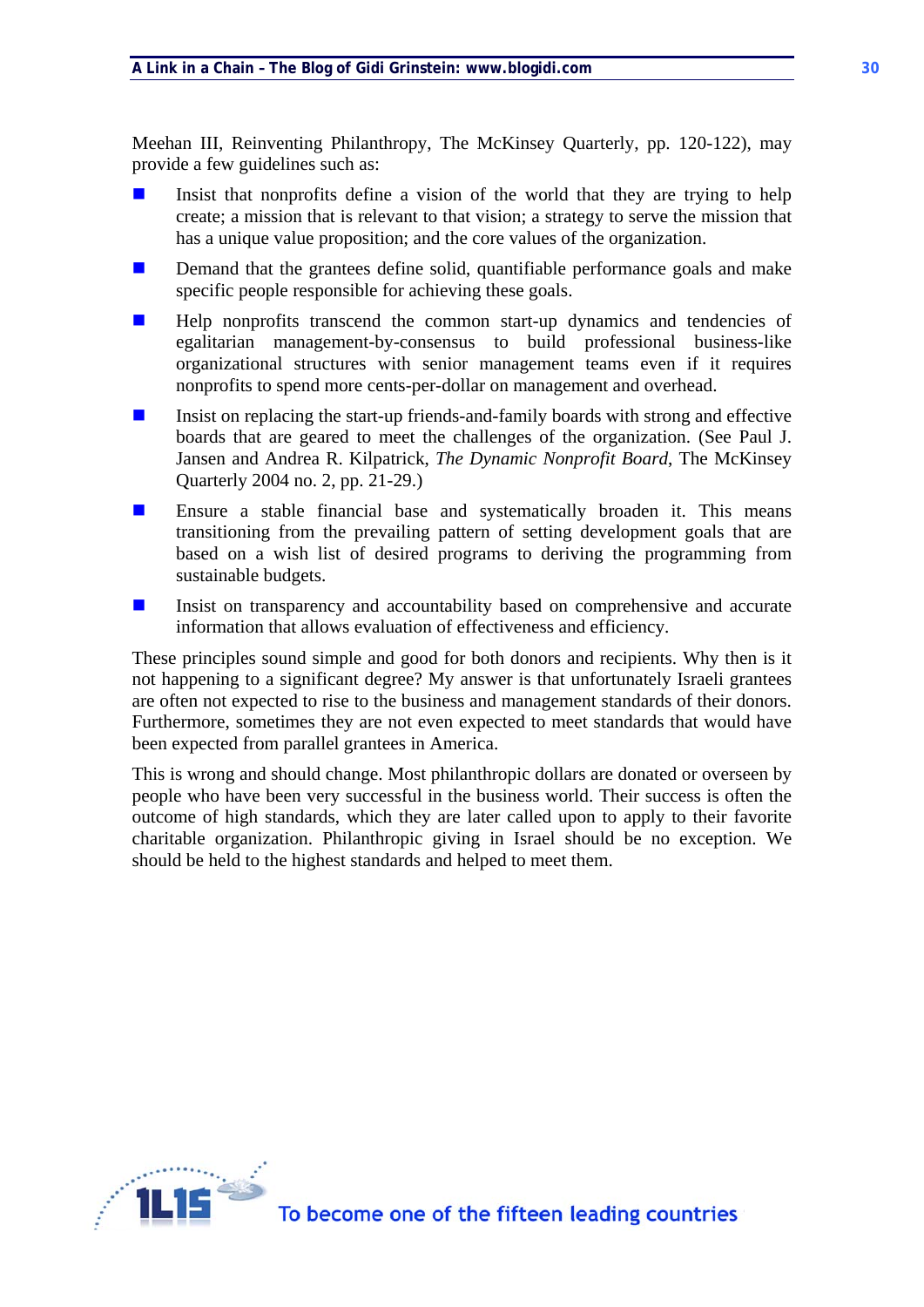Meehan III, Reinventing Philanthropy, The McKinsey Quarterly, pp. 120-122), may provide a few guidelines such as:

- Insist that nonprofits define a vision of the world that they are trying to help create; a mission that is relevant to that vision; a strategy to serve the mission that has a unique value proposition; and the core values of the organization.
- Demand that the grantees define solid, quantifiable performance goals and make specific people responsible for achieving these goals.
- Help nonprofits transcend the common start-up dynamics and tendencies of egalitarian management-by-consensus to build professional business-like organizational structures with senior management teams even if it requires nonprofits to spend more cents-per-dollar on management and overhead.
- Insist on replacing the start-up friends-and-family boards with strong and effective boards that are geared to meet the challenges of the organization. (See Paul J. Jansen and Andrea R. Kilpatrick, *The Dynamic Nonprofit Board*, The McKinsey Quarterly 2004 no. 2, pp. 21-29.)
- Ensure a stable financial base and systematically broaden it. This means transitioning from the prevailing pattern of setting development goals that are based on a wish list of desired programs to deriving the programming from sustainable budgets.
- Insist on transparency and accountability based on comprehensive and accurate information that allows evaluation of effectiveness and efficiency.

These principles sound simple and good for both donors and recipients. Why then is it not happening to a significant degree? My answer is that unfortunately Israeli grantees are often not expected to rise to the business and management standards of their donors. Furthermore, sometimes they are not even expected to meet standards that would have been expected from parallel grantees in America.

This is wrong and should change. Most philanthropic dollars are donated or overseen by people who have been very successful in the business world. Their success is often the outcome of high standards, which they are later called upon to apply to their favorite charitable organization. Philanthropic giving in Israel should be no exception. We should be held to the highest standards and helped to meet them.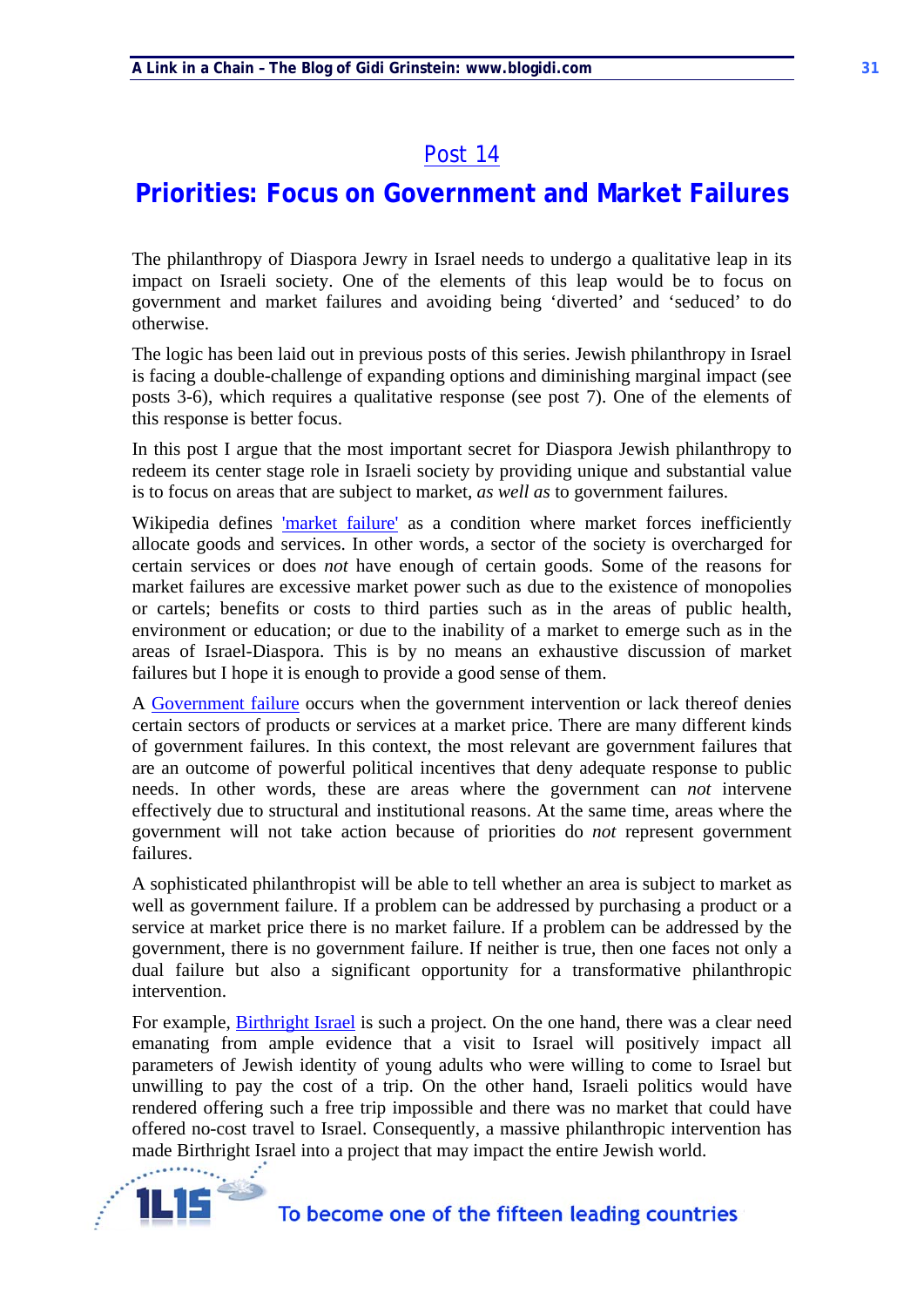## Post 14

# Priorities: Focus on Government and Market Failures

The philanthropy of Diaspora Jewry in Israel needs to undergo a qualitative leap in its impact on Israeli society. One of the elements of this leap would be to focus on government and market failures and avoiding being 'diverted' and 'seduced' to do otherwise.

The logic has been laid out in previous posts of this series. Jewish philanthropy in Israel is facing a double-challenge of expanding options and diminishing marginal impact (see posts 3-6), which requires a qualitative response (see post 7). One of the elements of this response is better focus.

In this post I argue that the most important secret for Diaspora Jewish philanthropy to redeem its center stage role in Israeli society by providing unique and substantial value is to focus on areas that are subject to market, *as well as* to government failures.

Wikipedia defines 'market failure' as a condition where market forces inefficiently allocate goods and services. In other words, a sector of the society is overcharged for certain services or does *not* have enough of certain goods. Some of the reasons for market failures are excessive market power such as due to the existence of monopolies or cartels; benefits or costs to third parties such as in the areas of public health, environment or education; or due to the inability of a market to emerge such as in the areas of Israel-Diaspora. This is by no means an exhaustive discussion of market failures but I hope it is enough to provide a good sense of them.

A Government failure occurs when the government intervention or lack thereof denies certain sectors of products or services at a market price. There are many different kinds of government failures. In this context, the most relevant are government failures that are an outcome of powerful political incentives that deny adequate response to public needs. In other words, these are areas where the government can *not* intervene effectively due to structural and institutional reasons. At the same time, areas where the government will not take action because of priorities do *not* represent government failures.

A sophisticated philanthropist will be able to tell whether an area is subject to market as well as government failure. If a problem can be addressed by purchasing a product or a service at market price there is no market failure. If a problem can be addressed by the government, there is no government failure. If neither is true, then one faces not only a dual failure but also a significant opportunity for a transformative philanthropic intervention.

For example, Birthright Israel is such a project. On the one hand, there was a clear need emanating from ample evidence that a visit to Israel will positively impact all parameters of Jewish identity of young adults who were willing to come to Israel but unwilling to pay the cost of a trip. On the other hand, Israeli politics would have rendered offering such a free trip impossible and there was no market that could have offered no-cost travel to Israel. Consequently, a massive philanthropic intervention has made Birthright Israel into a project that may impact the entire Jewish world.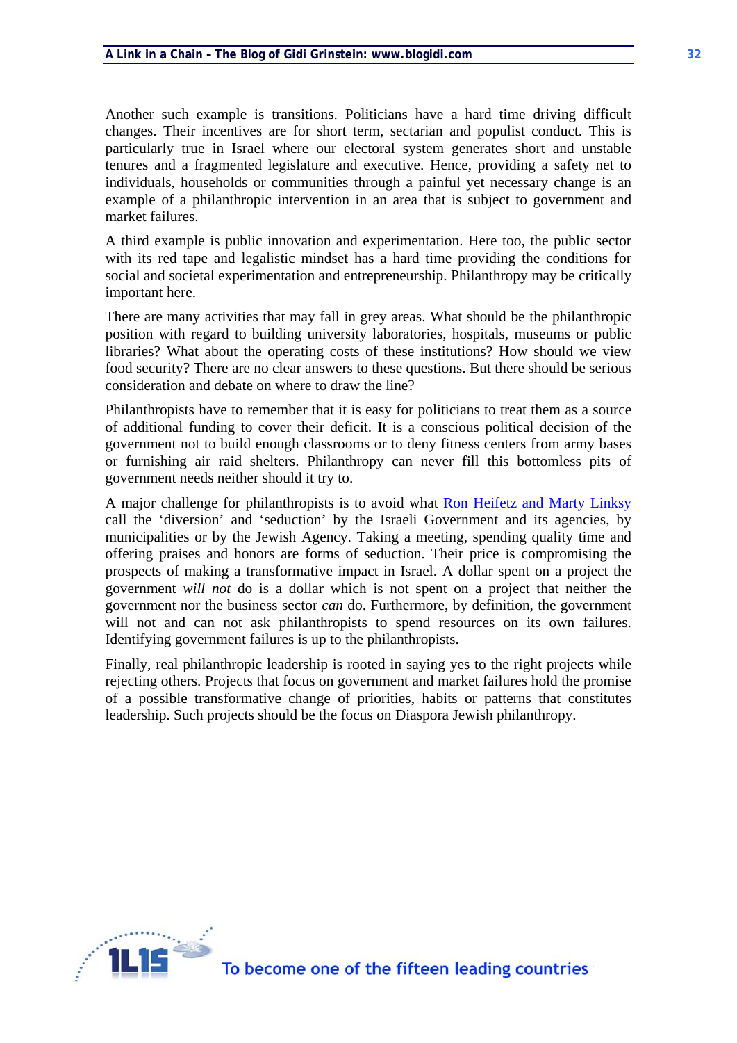Another such example is transitions. Politicians have a hard time driving difficult changes. Their incentives are for short term, sectarian and populist conduct. This is particularly true in Israel where our electoral system generates short and unstable tenures and a fragmented legislature and executive. Hence, providing a safety net to individuals, households or communities through a painful yet necessary change is an example of a philanthropic intervention in an area that is subject to government and market failures.

A third example is public innovation and experimentation. Here too, the public sector with its red tape and legalistic mindset has a hard time providing the conditions for social and societal experimentation and entrepreneurship. Philanthropy may be critically important here.

There are many activities that may fall in grey areas. What should be the philanthropic position with regard to building university laboratories, hospitals, museums or public libraries? What about the operating costs of these institutions? How should we view food security? There are no clear answers to these questions. But there should be serious consideration and debate on where to draw the line?

Philanthropists have to remember that it is easy for politicians to treat them as a source of additional funding to cover their deficit. It is a conscious political decision of the government not to build enough classrooms or to deny fitness centers from army bases or furnishing air raid shelters. Philanthropy can never fill this bottomless pits of government needs neither should it try to.

A major challenge for philanthropists is to avoid what Ron Heifetz and Marty Linksy call the 'diversion' and 'seduction' by the Israeli Government and its agencies, by municipalities or by the Jewish Agency. Taking a meeting, spending quality time and offering praises and honors are forms of seduction. Their price is compromising the prospects of making a transformative impact in Israel. A dollar spent on a project the government *will not* do is a dollar which is not spent on a project that neither the government nor the business sector *can* do. Furthermore, by definition, the government will not and can not ask philanthropists to spend resources on its own failures. Identifying government failures is up to the philanthropists.

Finally, real philanthropic leadership is rooted in saying yes to the right projects while rejecting others. Projects that focus on government and market failures hold the promise of a possible transformative change of priorities, habits or patterns that constitutes leadership. Such projects should be the focus on Diaspora Jewish philanthropy.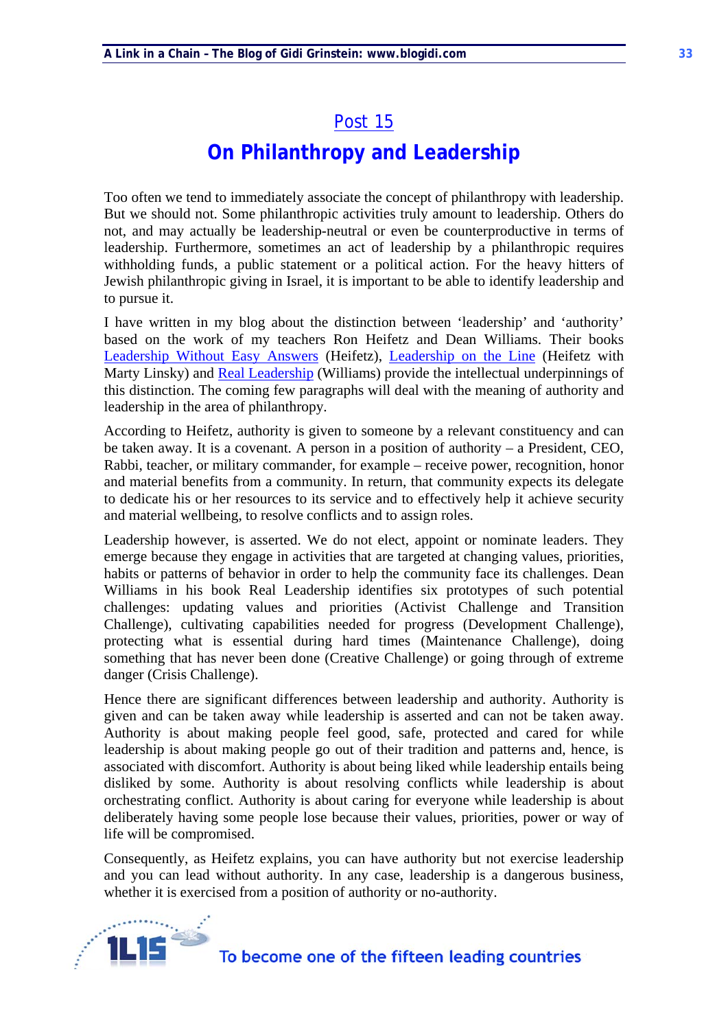## Post 15

# On Philanthropy and Leadership

Too often we tend to immediately associate the concept of philanthropy with leadership. But we should not. Some philanthropic activities truly amount to leadership. Others do not, and may actually be leadership-neutral or even be counterproductive in terms of leadership. Furthermore, sometimes an act of leadership by a philanthropic requires withholding funds, a public statement or a political action. For the heavy hitters of Jewish philanthropic giving in Israel, it is important to be able to identify leadership and to pursue it.

I have written in my blog about the distinction between 'leadership' and 'authority' based on the work of my teachers Ron Heifetz and Dean Williams. Their books Leadership Without Easy Answers (Heifetz), Leadership on the Line (Heifetz with Marty Linsky) and Real Leadership (Williams) provide the intellectual underpinnings of this distinction. The coming few paragraphs will deal with the meaning of authority and leadership in the area of philanthropy.

According to Heifetz, authority is given to someone by a relevant constituency and can be taken away. It is a covenant. A person in a position of authority – a President, CEO, Rabbi, teacher, or military commander, for example – receive power, recognition, honor and material benefits from a community. In return, that community expects its delegate to dedicate his or her resources to its service and to effectively help it achieve security and material wellbeing, to resolve conflicts and to assign roles.

Leadership however, is asserted. We do not elect, appoint or nominate leaders. They emerge because they engage in activities that are targeted at changing values, priorities, habits or patterns of behavior in order to help the community face its challenges. Dean Williams in his book Real Leadership identifies six prototypes of such potential challenges: updating values and priorities (Activist Challenge and Transition Challenge), cultivating capabilities needed for progress (Development Challenge), protecting what is essential during hard times (Maintenance Challenge), doing something that has never been done (Creative Challenge) or going through of extreme danger (Crisis Challenge).

Hence there are significant differences between leadership and authority. Authority is given and can be taken away while leadership is asserted and can not be taken away. Authority is about making people feel good, safe, protected and cared for while leadership is about making people go out of their tradition and patterns and, hence, is associated with discomfort. Authority is about being liked while leadership entails being disliked by some. Authority is about resolving conflicts while leadership is about orchestrating conflict. Authority is about caring for everyone while leadership is about deliberately having some people lose because their values, priorities, power or way of life will be compromised.

Consequently, as Heifetz explains, you can have authority but not exercise leadership and you can lead without authority. In any case, leadership is a dangerous business, whether it is exercised from a position of authority or no-authority.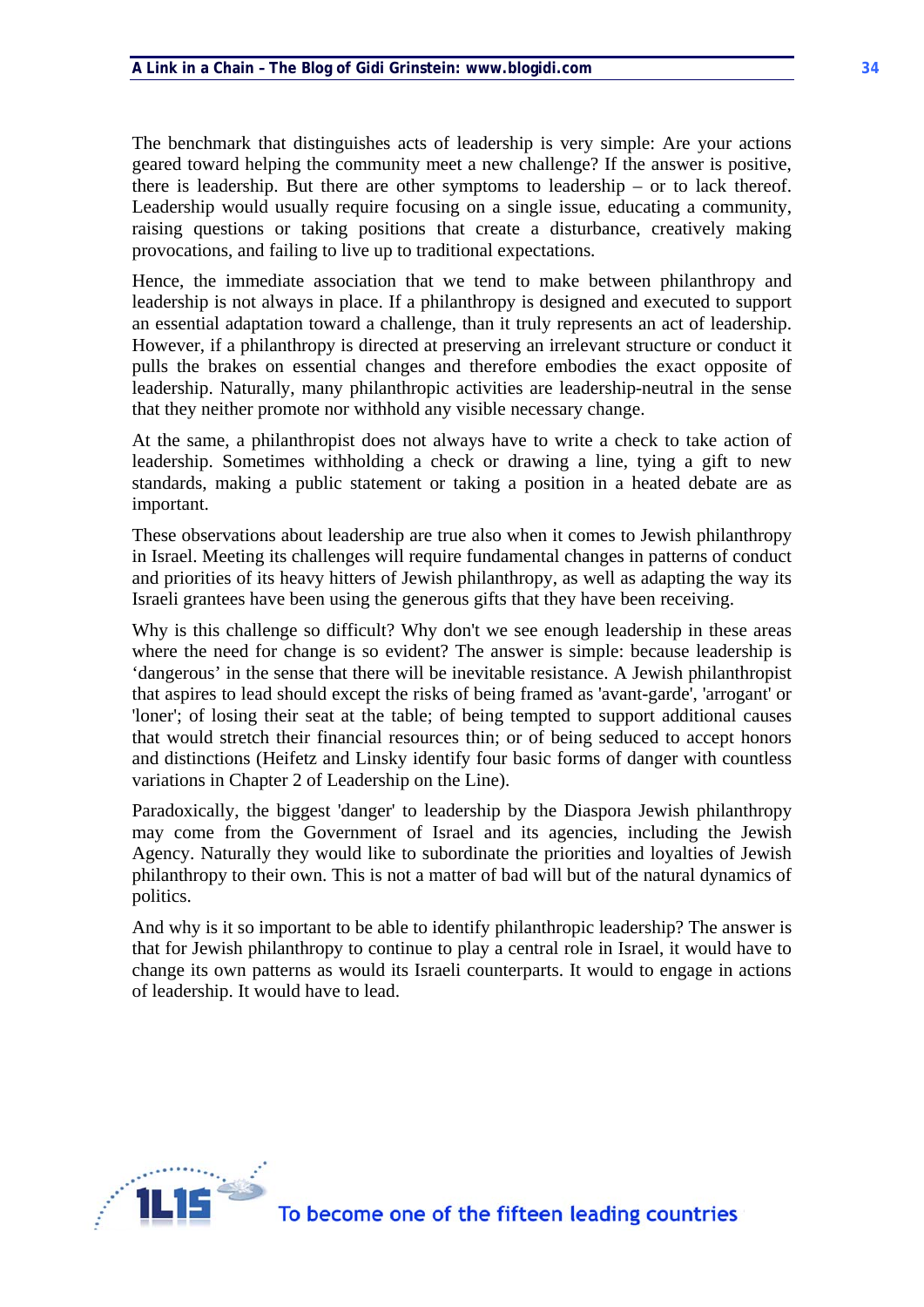The benchmark that distinguishes acts of leadership is very simple: Are your actions geared toward helping the community meet a new challenge? If the answer is positive, there is leadership. But there are other symptoms to leadership – or to lack thereof. Leadership would usually require focusing on a single issue, educating a community, raising questions or taking positions that create a disturbance, creatively making provocations, and failing to live up to traditional expectations.

Hence, the immediate association that we tend to make between philanthropy and leadership is not always in place. If a philanthropy is designed and executed to support an essential adaptation toward a challenge, than it truly represents an act of leadership. However, if a philanthropy is directed at preserving an irrelevant structure or conduct it pulls the brakes on essential changes and therefore embodies the exact opposite of leadership. Naturally, many philanthropic activities are leadership-neutral in the sense that they neither promote nor withhold any visible necessary change.

At the same, a philanthropist does not always have to write a check to take action of leadership. Sometimes withholding a check or drawing a line, tying a gift to new standards, making a public statement or taking a position in a heated debate are as important.

These observations about leadership are true also when it comes to Jewish philanthropy in Israel. Meeting its challenges will require fundamental changes in patterns of conduct and priorities of its heavy hitters of Jewish philanthropy, as well as adapting the way its Israeli grantees have been using the generous gifts that they have been receiving.

Why is this challenge so difficult? Why don't we see enough leadership in these areas where the need for change is so evident? The answer is simple: because leadership is 'dangerous' in the sense that there will be inevitable resistance. A Jewish philanthropist that aspires to lead should except the risks of being framed as 'avant-garde', 'arrogant' or 'loner'; of losing their seat at the table; of being tempted to support additional causes that would stretch their financial resources thin; or of being seduced to accept honors and distinctions (Heifetz and Linsky identify four basic forms of danger with countless variations in Chapter 2 of Leadership on the Line).

Paradoxically, the biggest 'danger' to leadership by the Diaspora Jewish philanthropy may come from the Government of Israel and its agencies, including the Jewish Agency. Naturally they would like to subordinate the priorities and loyalties of Jewish philanthropy to their own. This is not a matter of bad will but of the natural dynamics of politics.

And why is it so important to be able to identify philanthropic leadership? The answer is that for Jewish philanthropy to continue to play a central role in Israel, it would have to change its own patterns as would its Israeli counterparts. It would to engage in actions of leadership. It would have to lead.